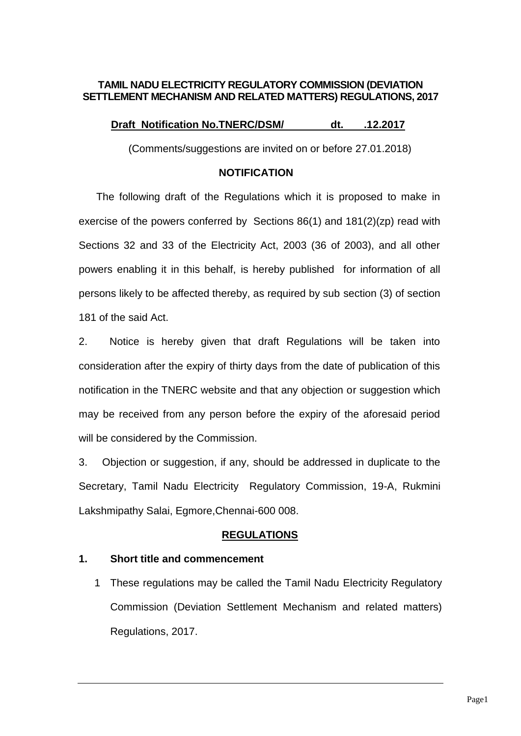# TAMIL NADU ELECTRICITY REGULATORY COMMISSION (DEVIATION SETTLEMENT MECHANISM AND RELATED MATTERS) REGULATIONS, 2017

**Draft Notification No.TNERC/DSM/ dt. .12.2017**

(Comments/suggestions are invited on or before 27.01.2018)

**NOTIFICATION**

The following draft of the Regulations which it is proposed to make in exercise of the powers conferred by Sections 86(1) and 181(2)(zp) read with Sections 32 and 33 of the Electricity Act, 2003 (36 of 2003), and all other powers enabling it in this behalf, is hereby published for information of all persons likely to be affected thereby, as required by sub section (3) of section 181 of the said Act.

2. Notice is hereby given that draft Regulations will be taken into consideration after the expiry of thirty days from the date of publication of this notification in the TNERC website and that any objection or suggestion which may be received from any person before the expiry of the aforesaid period will be considered by the Commission.

3. Objection or suggestion, if any, should be addressed in duplicate to the Secretary, Tamil Nadu Electricity Regulatory Commission, 19-A, Rukmini Lakshmipathy Salai, Egmore,Chennai-600 008.

## REGULATIONS

### 1. Short title and commencement

1 These regulations may be called the Tamil Nadu Electricity Regulatory Commission (Deviation Settlement Mechanism and related matters) Regulations, 2017.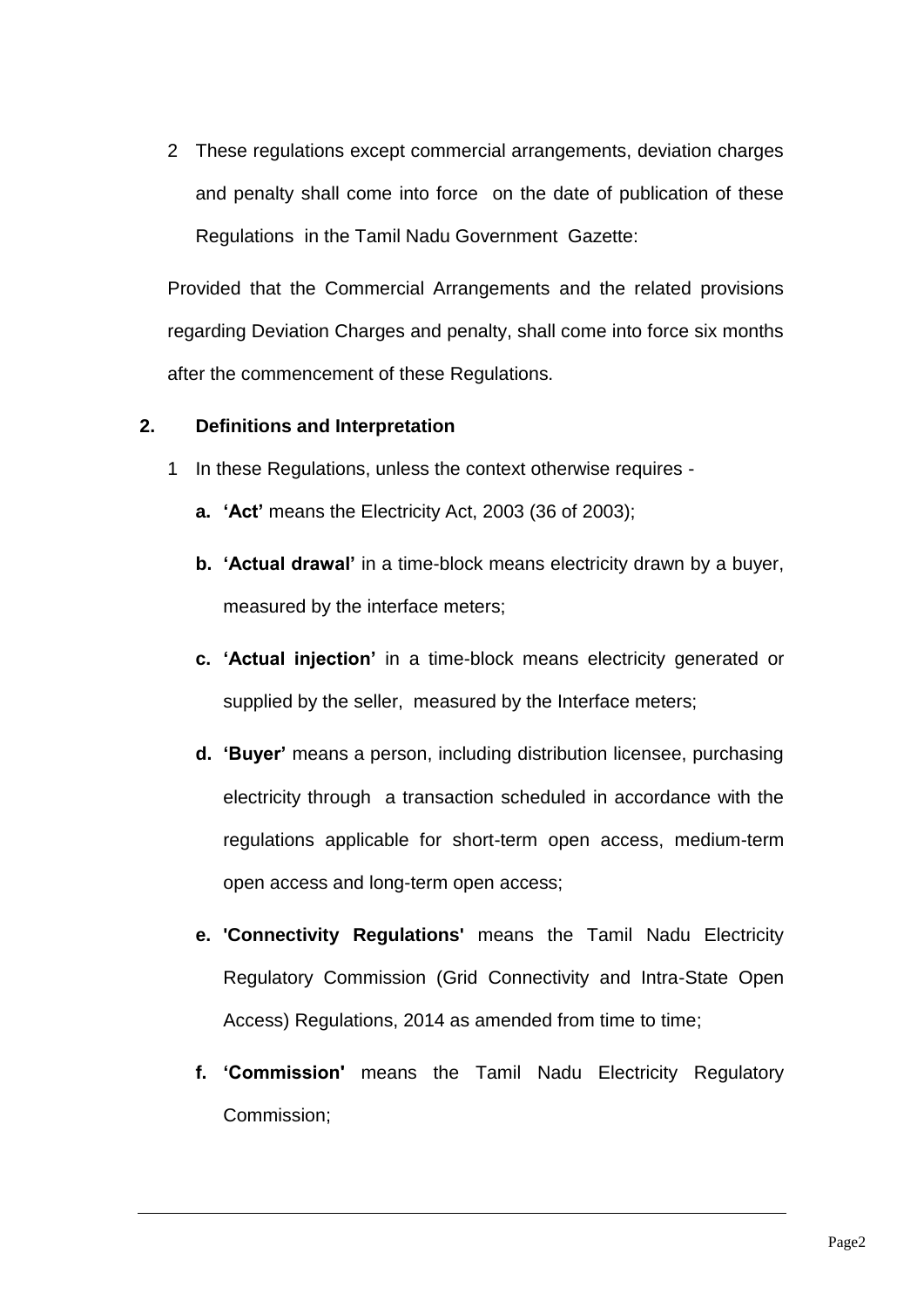2 These regulations except commercial arrangements, deviation charges and penalty shall come into force on the date of publication of these Regulations in the Tamil Nadu Government Gazette:

Provided that the Commercial Arrangements and the related provisions regarding Deviation Charges and penalty, shall come into force six months after the commencement of these Regulations.

## 2. Definitions and Interpretation

1 In these Regulations, unless the context otherwise requires -

a. **'Act'** means the Electricity Act, 2003 (36 of 2003);

b. **'Actual drawal'** in a time-block means electricity drawn by a buyer, measured by the interface meters;

c. **'Actual injection'** in a time-block means electricity generated or supplied by the seller, measured by the Interface meters;

d. **'Buyer'** means a person, including distribution licensee, purchasing electricity through a transaction scheduled in accordance with the regulations applicable for short-term open access, medium-term open access and long-term open access;

e. **'Connectivity Regulations'** means the Tamil Nadu Electricity Regulatory Commission (Grid Connectivity and Intra-State Open Access) Regulations, 2014 as amended from time to time;

f. **'Commission'** means the Tamil Nadu Electricity Regulatory Commission;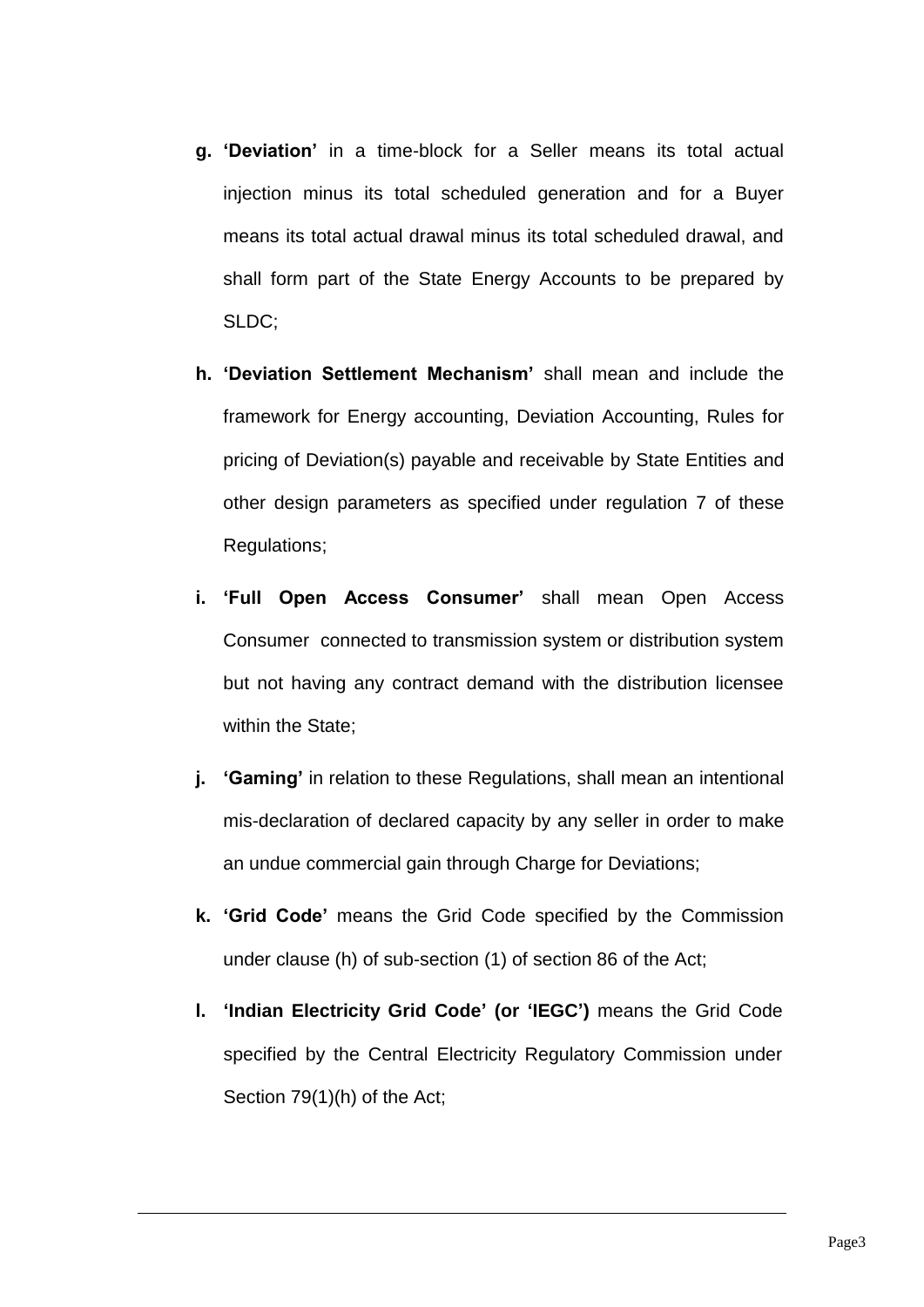g. **'Deviation'** in a time-block for a Seller means its total actual injection minus its total scheduled generation and for a Buyer means its total actual drawal minus its total scheduled drawal, and shall form part of the State Energy Accounts to be prepared by SLDC;

h. **'Deviation Settlement Mechanism'** shall mean and include the framework for Energy accounting, Deviation Accounting, Rules for pricing of Deviation(s) payable and receivable by State Entities and other design parameters as specified under regulation 7 of these Regulations;

i. **'Full Open Access Consumer'** shall mean Open Access Consumer connected to transmission system or distribution system but not having any contract demand with the distribution licensee within the State;

j. **'Gaming'** in relation to these Regulations, shall mean an intentional mis-declaration of declared capacity by any seller in order to make an undue commercial gain through Charge for Deviations;

k. **'Grid Code'** means the Grid Code specified by the Commission under clause (h) of sub-section (1) of section 86 of the Act;

l. **'Indian Electricity Grid Code' (or 'IEGC')** means the Grid Code specified by the Central Electricity Regulatory Commission under Section 79(1)(h) of the Act;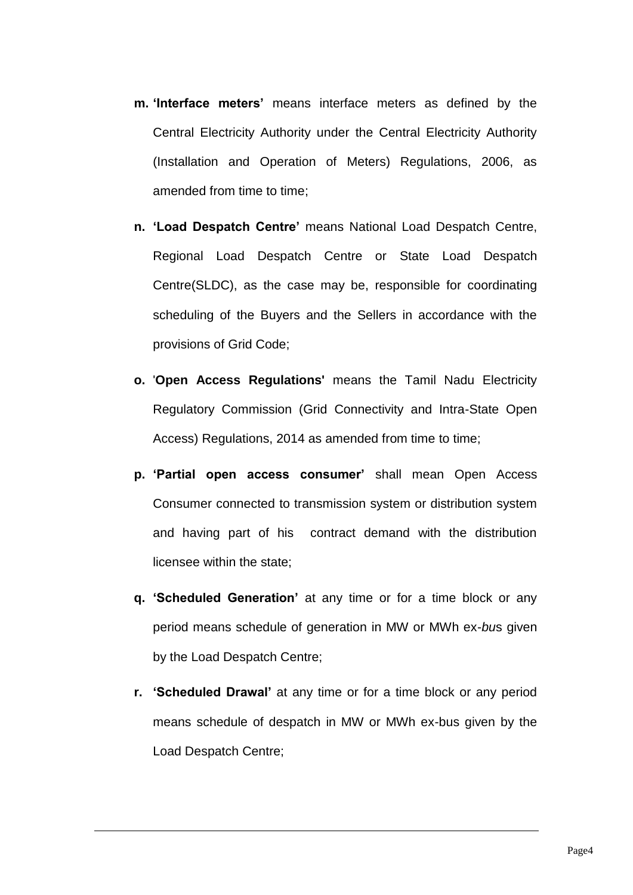m. **'Interface meters'** means interface meters as defined by the Central Electricity Authority under the Central Electricity Authority (Installation and Operation of Meters) Regulations, 2006, as amended from time to time;

n. **'Load Despatch Centre'** means National Load Despatch Centre, Regional Load Despatch Centre or State Load Despatch Centre(SLDC), as the case may be, responsible for coordinating scheduling of the Buyers and the Sellers in accordance with the provisions of Grid Code;

o. '**Open Access Regulations'** means the Tamil Nadu Electricity Regulatory Commission (Grid Connectivity and Intra-State Open Access) Regulations, 2014 as amended from time to time;

p. **'Partial open access consumer'** shall mean Open Access Consumer connected to transmission system or distribution system and having part of his contract demand with the distribution licensee within the state;

q. **'Scheduled Generation'** at any time or for a time block or any period means schedule of generation in MW or MWh ex-*bu*s given by the Load Despatch Centre;

r. **'Scheduled Drawal'** at any time or for a time block or any period means schedule of despatch in MW or MWh ex-bus given by the Load Despatch Centre;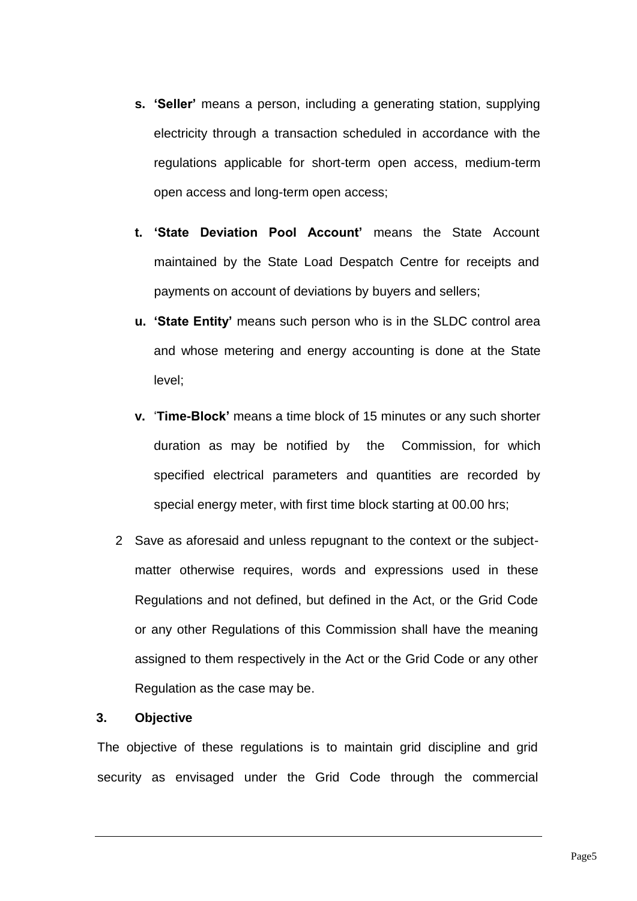- **s. 'Seller'** means a person, including a generating station, supplying electricity through a transaction scheduled in accordance with the regulations applicable for short-term open access, medium-term open access and long-term open access;

- **t. 'State Deviation Pool Account'** means the State Account maintained by the State Load Despatch Centre for receipts and payments on account of deviations by buyers and sellers;

- **u. 'State Entity'** means such person who is in the SLDC control area and whose metering and energy accounting is done at the State level;

- **v. 'Time-Block'** means a time block of 15 minutes or any such shorter duration as may be notified by the Commission, for which specified electrical parameters and quantities are recorded by special energy meter, with first time block starting at 00.00 hrs;

2 Save as aforesaid and unless repugnant to the context or the subject-matter otherwise requires, words and expressions used in these Regulations and not defined, but defined in the Act, or the Grid Code or any other Regulations of this Commission shall have the meaning assigned to them respectively in the Act or the Grid Code or any other Regulation as the case may be.

**3. Objective**

The objective of these regulations is to maintain grid discipline and grid security as envisaged under the Grid Code through the commercial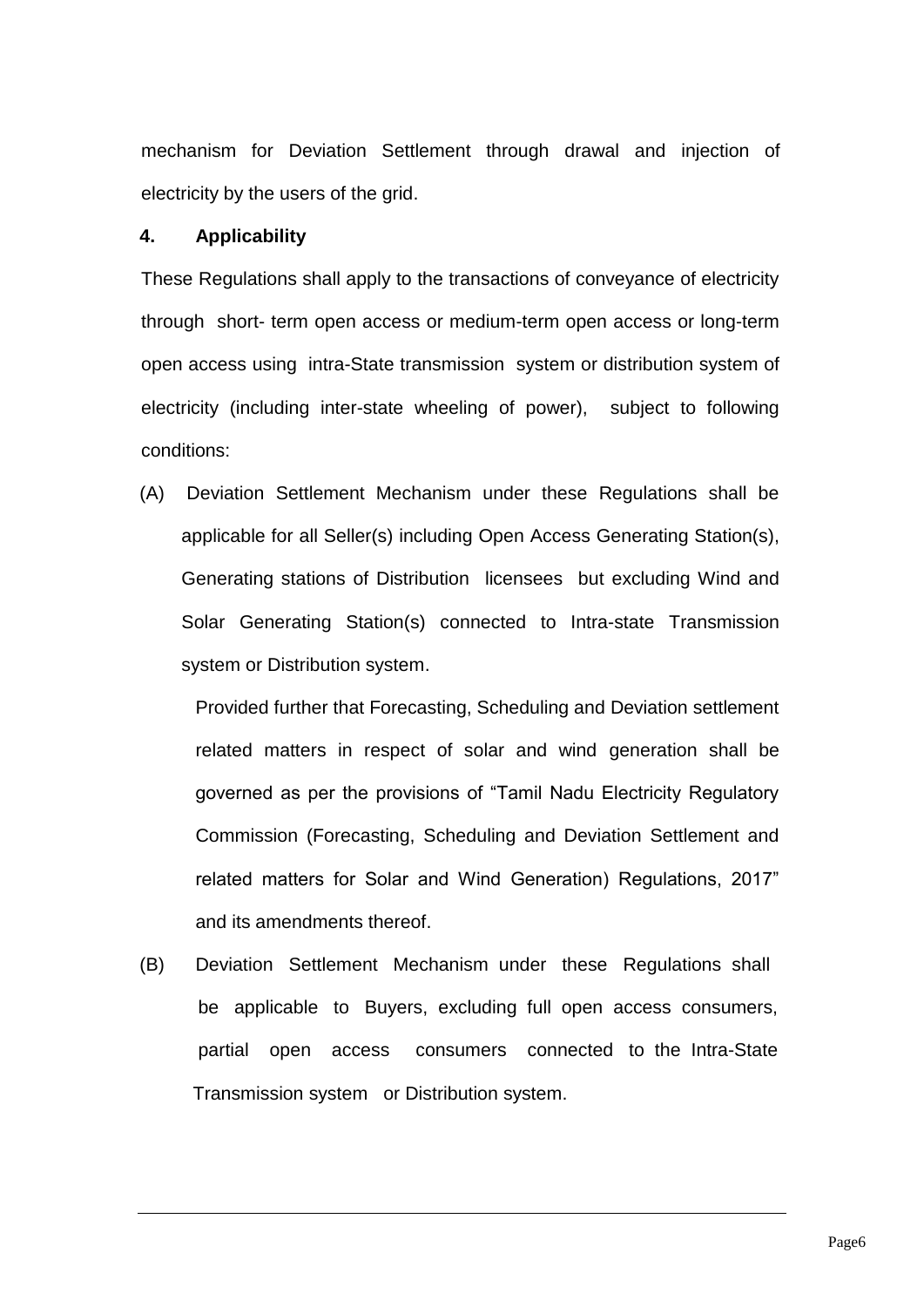mechanism for Deviation Settlement through drawal and injection of electricity by the users of the grid.

**4. Applicability**

These Regulations shall apply to the transactions of conveyance of electricity through short- term open access or medium-term open access or long-term open access using intra-State transmission system or distribution system of electricity (including inter-state wheeling of power), subject to following conditions:

(A) Deviation Settlement Mechanism under these Regulations shall be applicable for all Seller(s) including Open Access Generating Station(s), Generating stations of Distribution licensees but excluding Wind and Solar Generating Station(s) connected to Intra-state Transmission system or Distribution system.

Provided further that Forecasting, Scheduling and Deviation settlement related matters in respect of solar and wind generation shall be governed as per the provisions of "Tamil Nadu Electricity Regulatory Commission (Forecasting, Scheduling and Deviation Settlement and related matters for Solar and Wind Generation) Regulations, 2017" and its amendments thereof.

(B) Deviation Settlement Mechanism under these Regulations shall be applicable to Buyers, excluding full open access consumers, partial open access consumers connected to the Intra-State Transmission system or Distribution system.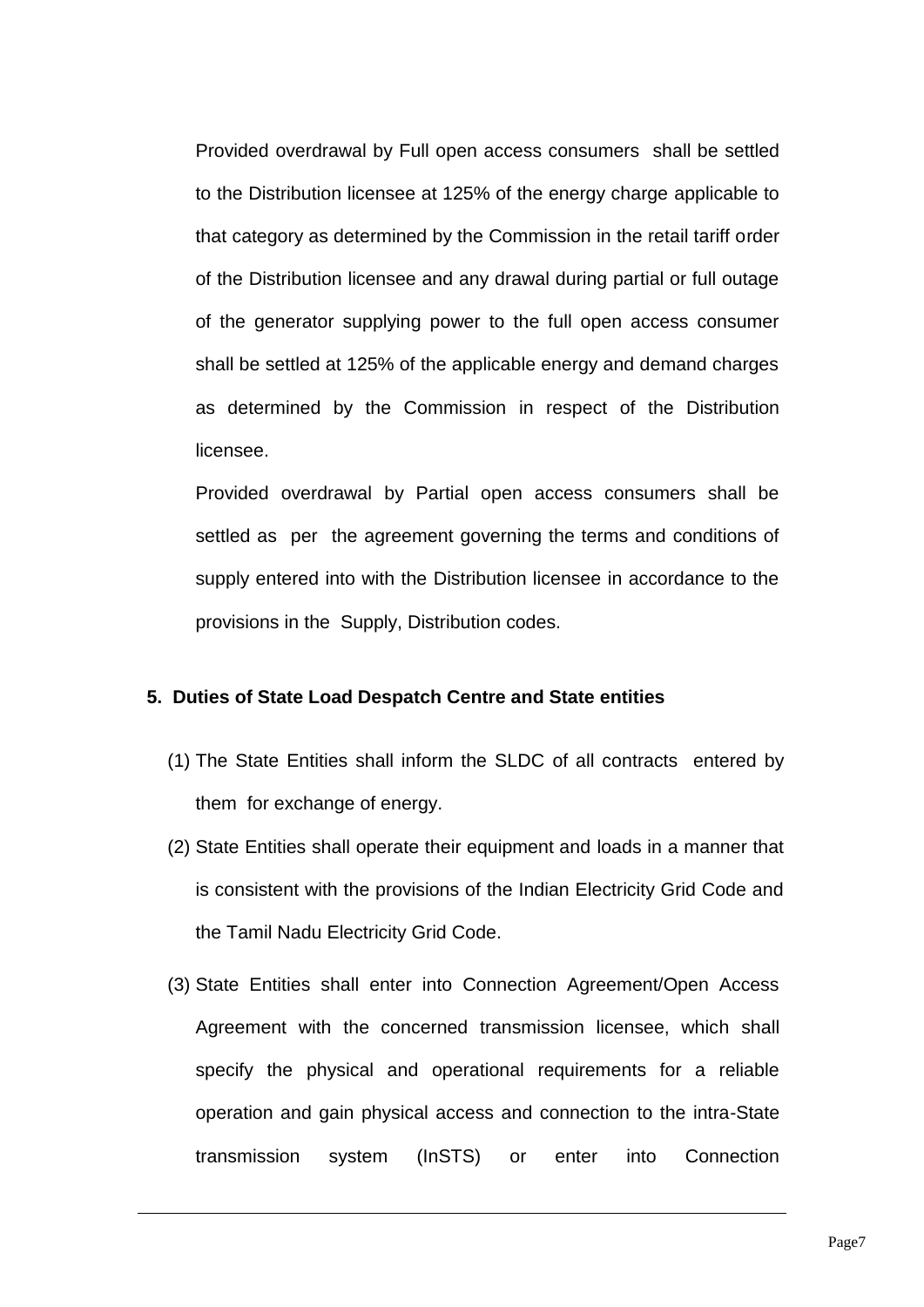Provided overdrawal by Full open access consumers shall be settled to the Distribution licensee at 125% of the energy charge applicable to that category as determined by the Commission in the retail tariff order of the Distribution licensee and any drawal during partial or full outage of the generator supplying power to the full open access consumer shall be settled at 125% of the applicable energy and demand charges as determined by the Commission in respect of the Distribution licensee.

Provided overdrawal by Partial open access consumers shall be settled as per the agreement governing the terms and conditions of supply entered into with the Distribution licensee in accordance to the provisions in the Supply, Distribution codes.

**5. Duties of State Load Despatch Centre and State entities**

(1) The State Entities shall inform the SLDC of all contracts entered by them for exchange of energy.

(2) State Entities shall operate their equipment and loads in a manner that is consistent with the provisions of the Indian Electricity Grid Code and the Tamil Nadu Electricity Grid Code.

(3) State Entities shall enter into Connection Agreement/Open Access Agreement with the concerned transmission licensee, which shall specify the physical and operational requirements for a reliable operation and gain physical access and connection to the intra-State transmission system (InSTS) or enter into Connection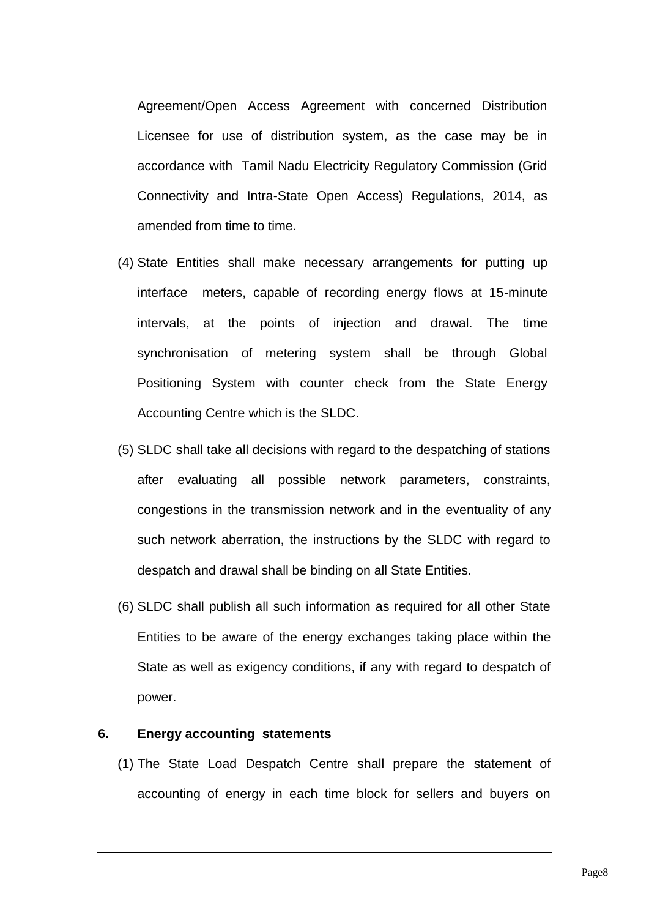Agreement/Open Access Agreement with concerned Distribution Licensee for use of distribution system, as the case may be in accordance with Tamil Nadu Electricity Regulatory Commission (Grid Connectivity and Intra-State Open Access) Regulations, 2014, as amended from time to time.

(4) State Entities shall make necessary arrangements for putting up interface meters, capable of recording energy flows at 15-minute intervals, at the points of injection and drawal. The time synchronisation of metering system shall be through Global Positioning System with counter check from the State Energy Accounting Centre which is the SLDC.

(5) SLDC shall take all decisions with regard to the despatching of stations after evaluating all possible network parameters, constraints, congestions in the transmission network and in the eventuality of any such network aberration, the instructions by the SLDC with regard to despatch and drawal shall be binding on all State Entities.

(6) SLDC shall publish all such information as required for all other State Entities to be aware of the energy exchanges taking place within the State as well as exigency conditions, if any with regard to despatch of power.

## 6. Energy accounting statements

(1) The State Load Despatch Centre shall prepare the statement of accounting of energy in each time block for sellers and buyers on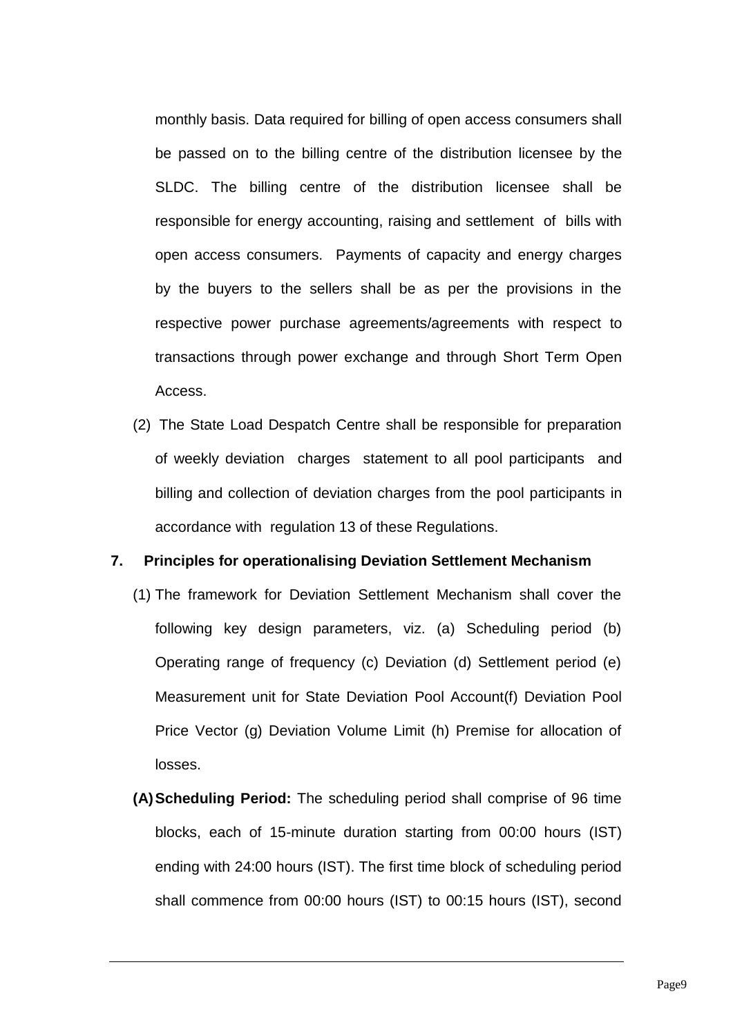monthly basis. Data required for billing of open access consumers shall be passed on to the billing centre of the distribution licensee by the SLDC. The billing centre of the distribution licensee shall be responsible for energy accounting, raising and settlement of bills with open access consumers. Payments of capacity and energy charges by the buyers to the sellers shall be as per the provisions in the respective power purchase agreements/agreements with respect to transactions through power exchange and through Short Term Open Access.

(2) The State Load Despatch Centre shall be responsible for preparation of weekly deviation charges statement to all pool participants and billing and collection of deviation charges from the pool participants in accordance with regulation 13 of these Regulations.

**7. Principles for operationalising Deviation Settlement Mechanism**

(1) The framework for Deviation Settlement Mechanism shall cover the following key design parameters, viz. (a) Scheduling period (b) Operating range of frequency (c) Deviation (d) Settlement period (e) Measurement unit for State Deviation Pool Account(f) Deviation Pool Price Vector (g) Deviation Volume Limit (h) Premise for allocation of losses.

**(A) Scheduling Period:** The scheduling period shall comprise of 96 time blocks, each of 15-minute duration starting from 00:00 hours (IST) ending with 24:00 hours (IST). The first time block of scheduling period shall commence from 00:00 hours (IST) to 00:15 hours (IST), second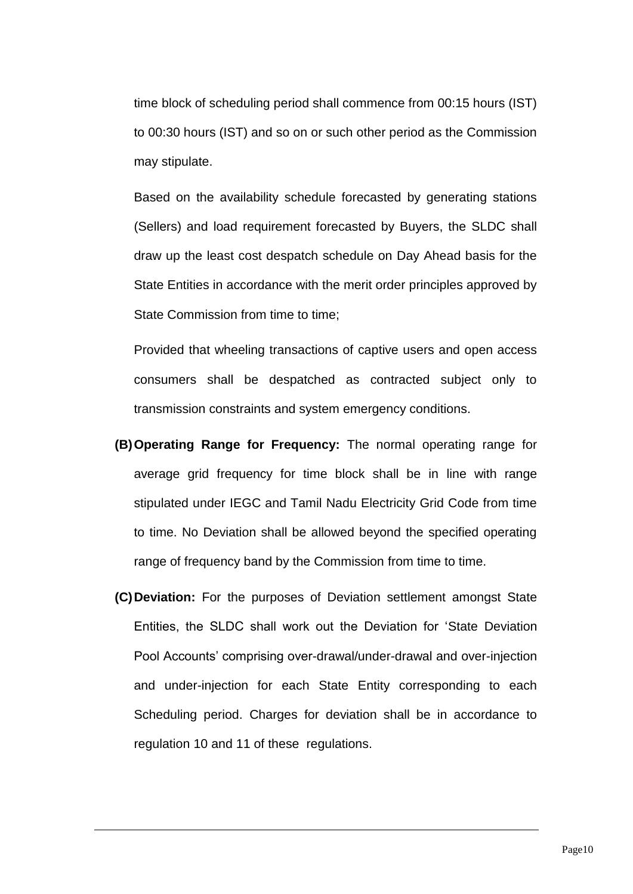time block of scheduling period shall commence from 00:15 hours (IST) to 00:30 hours (IST) and so on or such other period as the Commission may stipulate.

Based on the availability schedule forecasted by generating stations (Sellers) and load requirement forecasted by Buyers, the SLDC shall draw up the least cost despatch schedule on Day Ahead basis for the State Entities in accordance with the merit order principles approved by State Commission from time to time;

Provided that wheeling transactions of captive users and open access consumers shall be despatched as contracted subject only to transmission constraints and system emergency conditions.

**(B) Operating Range for Frequency:** The normal operating range for average grid frequency for time block shall be in line with range stipulated under IEGC and Tamil Nadu Electricity Grid Code from time to time. No Deviation shall be allowed beyond the specified operating range of frequency band by the Commission from time to time.

**(C) Deviation:** For the purposes of Deviation settlement amongst State Entities, the SLDC shall work out the Deviation for 'State Deviation Pool Accounts' comprising over-drawal/under-drawal and over-injection and under-injection for each State Entity corresponding to each Scheduling period. Charges for deviation shall be in accordance to regulation 10 and 11 of these regulations.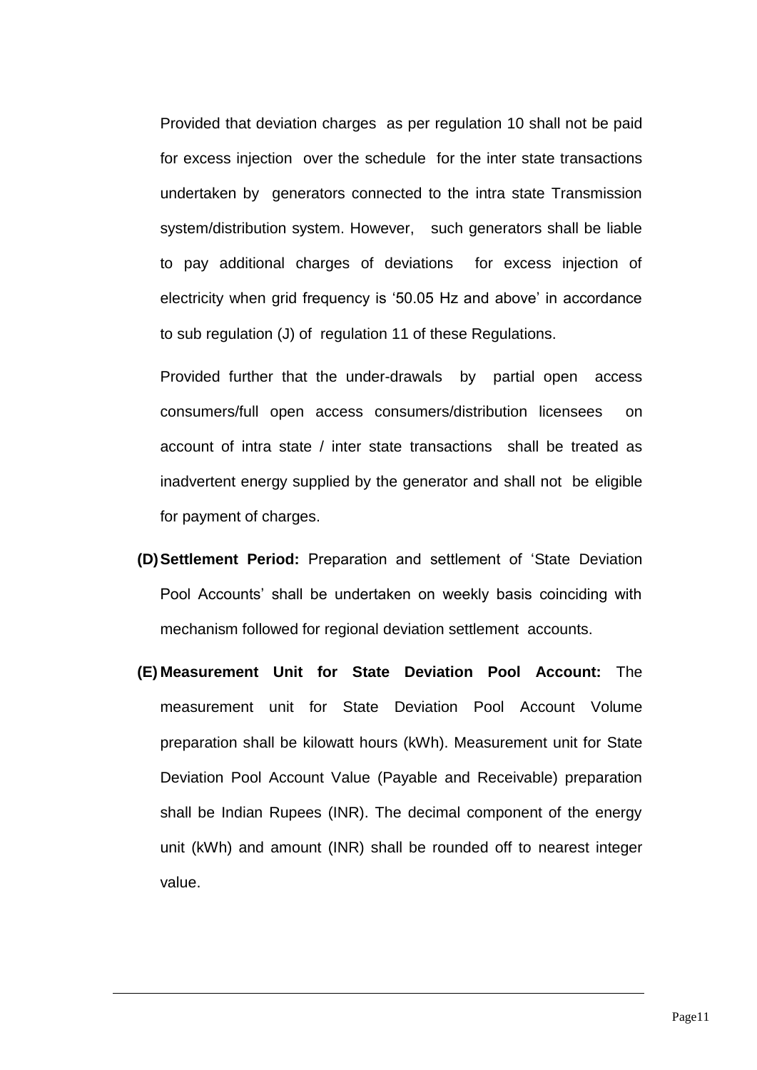Provided that deviation charges as per regulation 10 shall not be paid for excess injection over the schedule for the inter state transactions undertaken by generators connected to the intra state Transmission system/distribution system. However, such generators shall be liable to pay additional charges of deviations for excess injection of electricity when grid frequency is '50.05 Hz and above' in accordance to sub regulation (J) of regulation 11 of these Regulations.

Provided further that the under-drawals by partial open access consumers/full open access consumers/distribution licensees on account of intra state / inter state transactions shall be treated as inadvertent energy supplied by the generator and shall not be eligible for payment of charges.

**(D) Settlement Period:** Preparation and settlement of 'State Deviation Pool Accounts' shall be undertaken on weekly basis coinciding with mechanism followed for regional deviation settlement accounts.

**(E) Measurement Unit for State Deviation Pool Account:** The measurement unit for State Deviation Pool Account Volume preparation shall be kilowatt hours (kWh). Measurement unit for State Deviation Pool Account Value (Payable and Receivable) preparation shall be Indian Rupees (INR). The decimal component of the energy unit (kWh) and amount (INR) shall be rounded off to nearest integer value.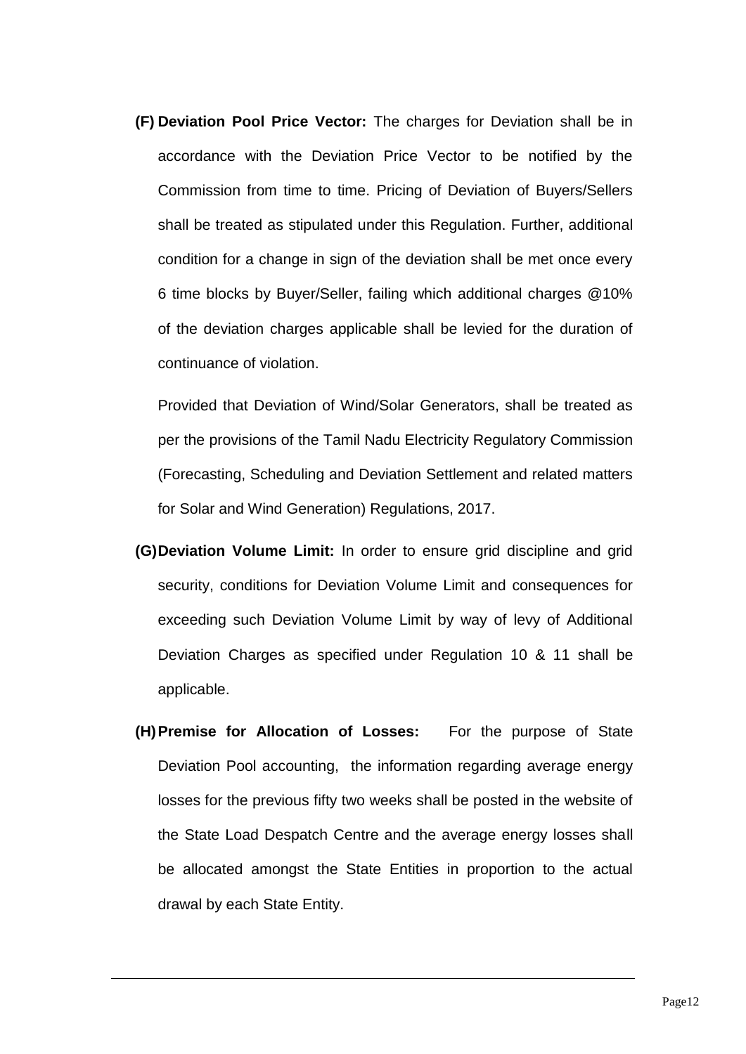**(F) Deviation Pool Price Vector:** The charges for Deviation shall be in accordance with the Deviation Price Vector to be notified by the Commission from time to time. Pricing of Deviation of Buyers/Sellers shall be treated as stipulated under this Regulation. Further, additional condition for a change in sign of the deviation shall be met once every 6 time blocks by Buyer/Seller, failing which additional charges @10% of the deviation charges applicable shall be levied for the duration of continuance of violation.

Provided that Deviation of Wind/Solar Generators, shall be treated as per the provisions of the Tamil Nadu Electricity Regulatory Commission (Forecasting, Scheduling and Deviation Settlement and related matters for Solar and Wind Generation) Regulations, 2017.

**(G) Deviation Volume Limit:** In order to ensure grid discipline and grid security, conditions for Deviation Volume Limit and consequences for exceeding such Deviation Volume Limit by way of levy of Additional Deviation Charges as specified under Regulation 10 & 11 shall be applicable.

**(H) Premise for Allocation of Losses:** For the purpose of State Deviation Pool accounting, the information regarding average energy losses for the previous fifty two weeks shall be posted in the website of the State Load Despatch Centre and the average energy losses shall be allocated amongst the State Entities in proportion to the actual drawal by each State Entity.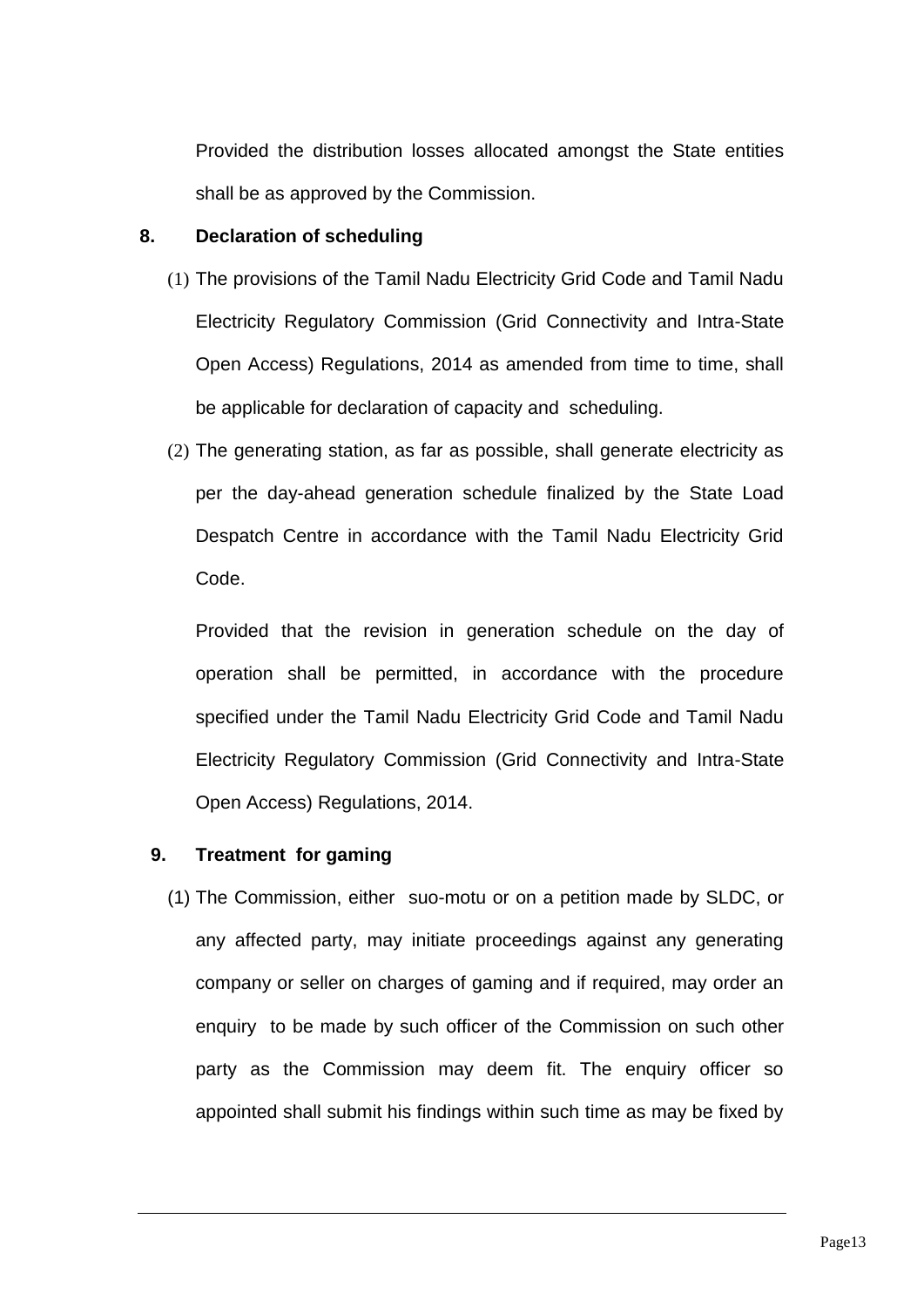Provided the distribution losses allocated amongst the State entities shall be as approved by the Commission.

**8. Declaration of scheduling**

(1) The provisions of the Tamil Nadu Electricity Grid Code and Tamil Nadu Electricity Regulatory Commission (Grid Connectivity and Intra-State Open Access) Regulations, 2014 as amended from time to time, shall be applicable for declaration of capacity and scheduling.

(2) The generating station, as far as possible, shall generate electricity as per the day-ahead generation schedule finalized by the State Load Despatch Centre in accordance with the Tamil Nadu Electricity Grid Code.

Provided that the revision in generation schedule on the day of operation shall be permitted, in accordance with the procedure specified under the Tamil Nadu Electricity Grid Code and Tamil Nadu Electricity Regulatory Commission (Grid Connectivity and Intra-State Open Access) Regulations, 2014.

**9. Treatment for gaming**

(1) The Commission, either suo-motu or on a petition made by SLDC, or any affected party, may initiate proceedings against any generating company or seller on charges of gaming and if required, may order an enquiry to be made by such officer of the Commission on such other party as the Commission may deem fit. The enquiry officer so appointed shall submit his findings within such time as may be fixed by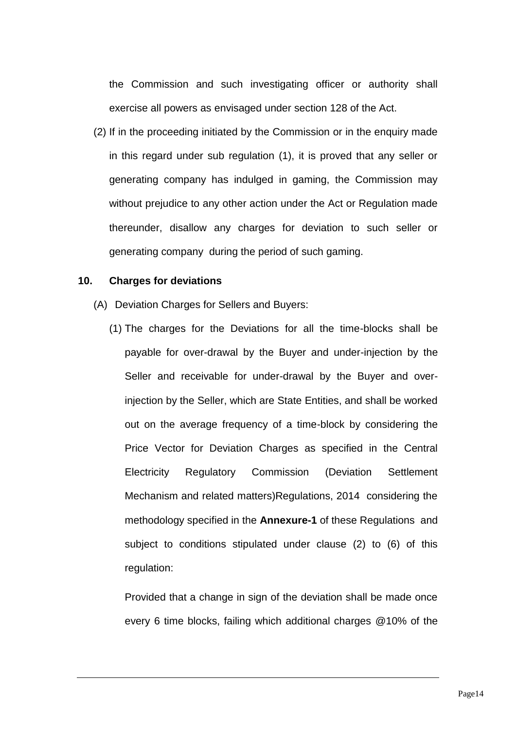the Commission and such investigating officer or authority shall exercise all powers as envisaged under section 128 of the Act.

(2) If in the proceeding initiated by the Commission or in the enquiry made in this regard under sub regulation (1), it is proved that any seller or generating company has indulged in gaming, the Commission may without prejudice to any other action under the Act or Regulation made thereunder, disallow any charges for deviation to such seller or generating company during the period of such gaming.

### 10. Charges for deviations

(A) Deviation Charges for Sellers and Buyers:

(1) The charges for the Deviations for all the time-blocks shall be payable for over-drawal by the Buyer and under-injection by the Seller and receivable for under-drawal by the Buyer and over-injection by the Seller, which are State Entities, and shall be worked out on the average frequency of a time-block by considering the Price Vector for Deviation Charges as specified in the Central Electricity Regulatory Commission (Deviation Settlement Mechanism and related matters)Regulations, 2014 considering the methodology specified in the **Annexure-1** of these Regulations and subject to conditions stipulated under clause (2) to (6) of this regulation:

Provided that a change in sign of the deviation shall be made once every 6 time blocks, failing which additional charges @10% of the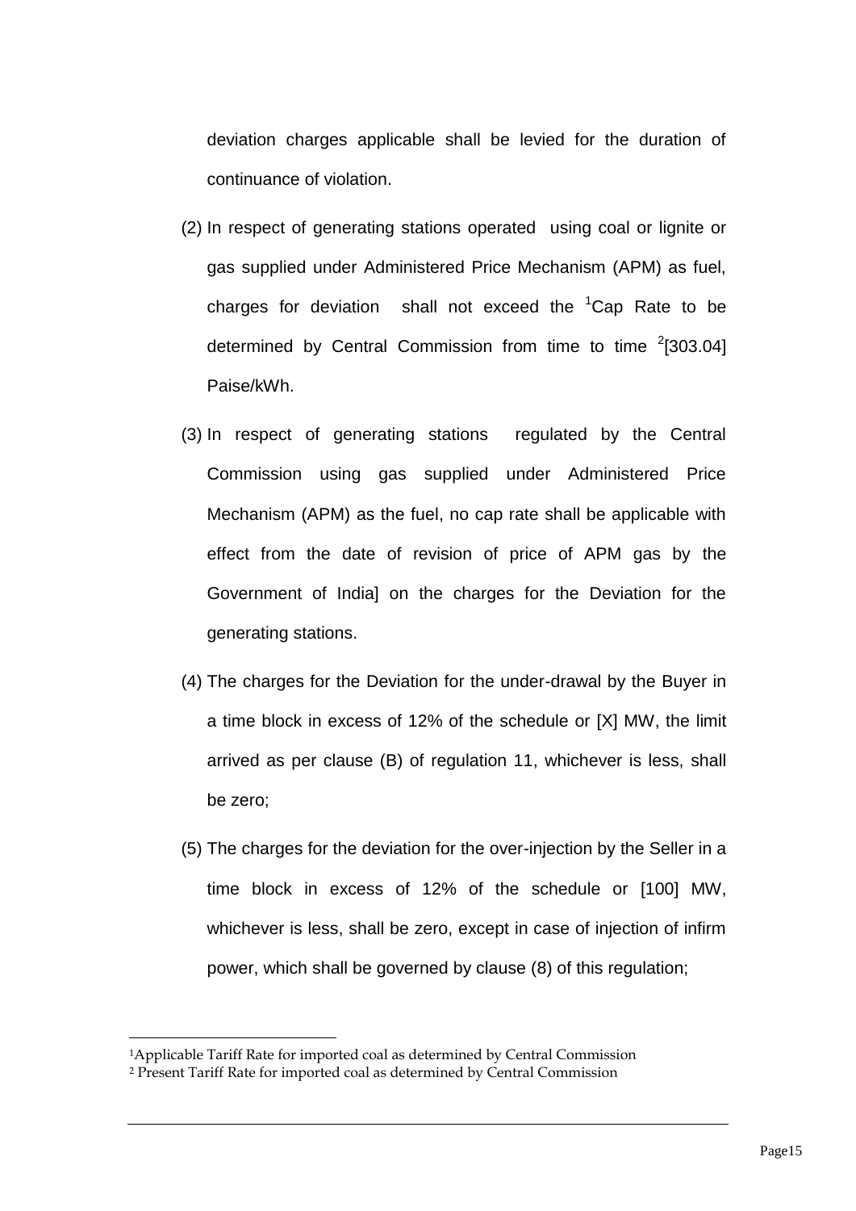deviation charges applicable shall be levied for the duration of continuance of violation.

(2) In respect of generating stations operated using coal or lignite or gas supplied under Administered Price Mechanism (APM) as fuel, charges for deviation shall not exceed the [1]Cap Rate to be determined by Central Commission from time to time [2][303.04] Paise/kWh.

(3) In respect of generating stations regulated by the Central Commission using gas supplied under Administered Price Mechanism (APM) as the fuel, no cap rate shall be applicable with effect from the date of revision of price of APM gas by the Government of India] on the charges for the Deviation for the generating stations.

(4) The charges for the Deviation for the under-drawal by the Buyer in a time block in excess of 12% of the schedule or [X] MW, the limit arrived as per clause (B) of regulation 11, whichever is less, shall be zero;

(5) The charges for the deviation for the over-injection by the Seller in a time block in excess of 12% of the schedule or [100] MW, whichever is less, shall be zero, except in case of injection of infirm power, which shall be governed by clause (8) of this regulation;

---

[1] Applicable Tariff Rate for imported coal as determined by Central Commission

[2] Present Tariff Rate for imported coal as determined by Central Commission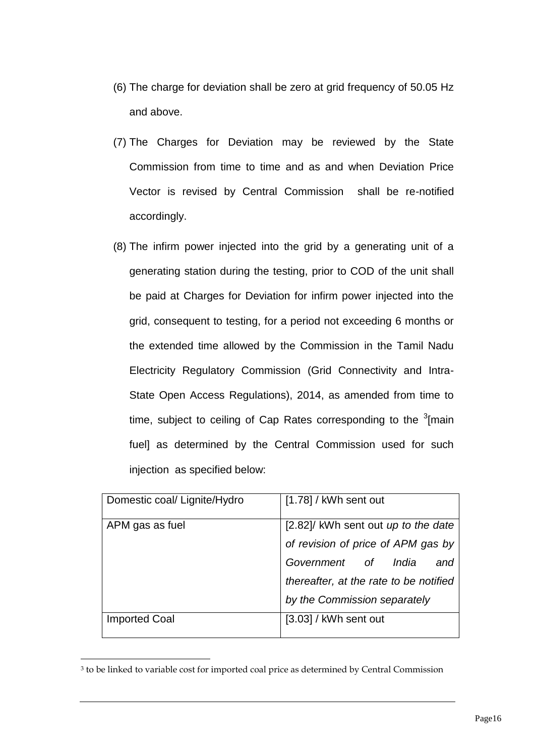(6) The charge for deviation shall be zero at grid frequency of 50.05 Hz and above.

(7) The Charges for Deviation may be reviewed by the State Commission from time to time and as and when Deviation Price Vector is revised by Central Commission shall be re-notified accordingly.

(8) The infirm power injected into the grid by a generating unit of a generating station during the testing, prior to COD of the unit shall be paid at Charges for Deviation for infirm power injected into the grid, consequent to testing, for a period not exceeding 6 months or the extended time allowed by the Commission in the Tamil Nadu Electricity Regulatory Commission (Grid Connectivity and Intra-State Open Access Regulations), 2014, as amended from time to time, subject to ceiling of Cap Rates corresponding to the [3][main fuel] as determined by the Central Commission used for such injection as specified below:

| Domestic coal/ Lignite/Hydro | [1.78] / kWh sent out |
|---|---|
| APM gas as fuel | [2.82]/ kWh sent out *up to the date of revision of price of APM gas by Government of India and thereafter, at the rate to be notified by the Commission separately* |
| Imported Coal | [3.03] / kWh sent out |

[3] to be linked to variable cost for imported coal price as determined by Central Commission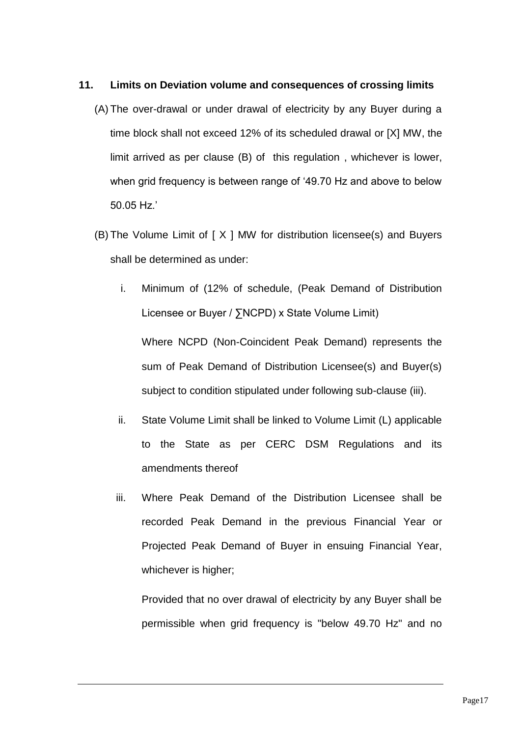**11. Limits on Deviation volume and consequences of crossing limits**

(A) The over-drawal or under drawal of electricity by any Buyer during a time block shall not exceed 12% of its scheduled drawal or [X] MW, the limit arrived as per clause (B) of this regulation , whichever is lower, when grid frequency is between range of '49.70 Hz and above to below 50.05 Hz.'

(B) The Volume Limit of [ X ] MW for distribution licensee(s) and Buyers shall be determined as under:

i. Minimum of (12% of schedule, (Peak Demand of Distribution Licensee or Buyer / ∑NCPD) x State Volume Limit)

   Where NCPD (Non-Coincident Peak Demand) represents the sum of Peak Demand of Distribution Licensee(s) and Buyer(s) subject to condition stipulated under following sub-clause (iii).

ii. State Volume Limit shall be linked to Volume Limit (L) applicable to the State as per CERC DSM Regulations and its amendments thereof

iii. Where Peak Demand of the Distribution Licensee shall be recorded Peak Demand in the previous Financial Year or Projected Peak Demand of Buyer in ensuing Financial Year, whichever is higher;

   Provided that no over drawal of electricity by any Buyer shall be permissible when grid frequency is "below 49.70 Hz" and no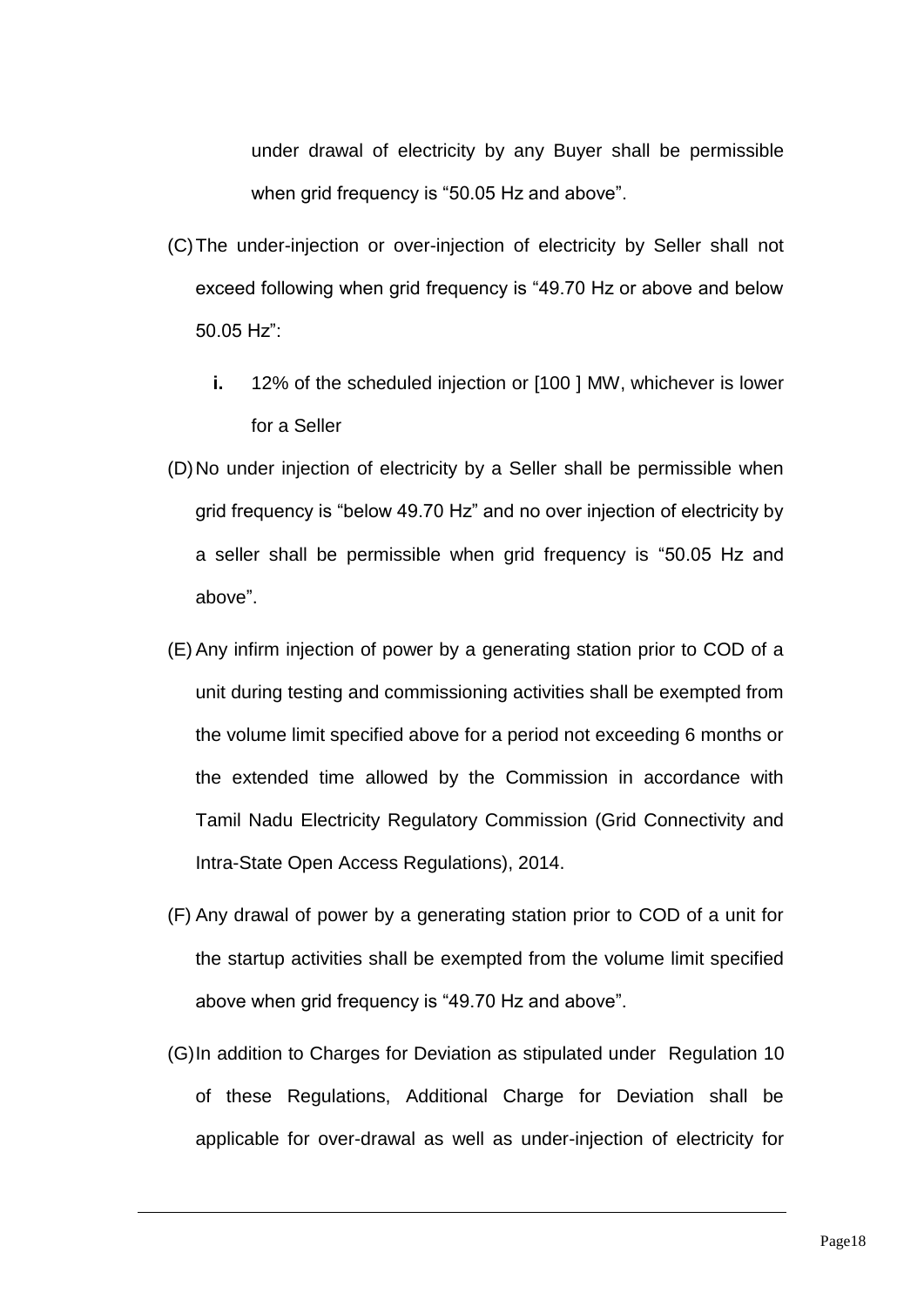under drawal of electricity by any Buyer shall be permissible when grid frequency is "50.05 Hz and above".

(C) The under-injection or over-injection of electricity by Seller shall not exceed following when grid frequency is "49.70 Hz or above and below 50.05 Hz":

  **i.** 12% of the scheduled injection or [100 ] MW, whichever is lower for a Seller

(D) No under injection of electricity by a Seller shall be permissible when grid frequency is "below 49.70 Hz" and no over injection of electricity by a seller shall be permissible when grid frequency is "50.05 Hz and above".

(E) Any infirm injection of power by a generating station prior to COD of a unit during testing and commissioning activities shall be exempted from the volume limit specified above for a period not exceeding 6 months or the extended time allowed by the Commission in accordance with Tamil Nadu Electricity Regulatory Commission (Grid Connectivity and Intra-State Open Access Regulations), 2014.

(F) Any drawal of power by a generating station prior to COD of a unit for the startup activities shall be exempted from the volume limit specified above when grid frequency is "49.70 Hz and above".

(G) In addition to Charges for Deviation as stipulated under Regulation 10 of these Regulations, Additional Charge for Deviation shall be applicable for over-drawal as well as under-injection of electricity for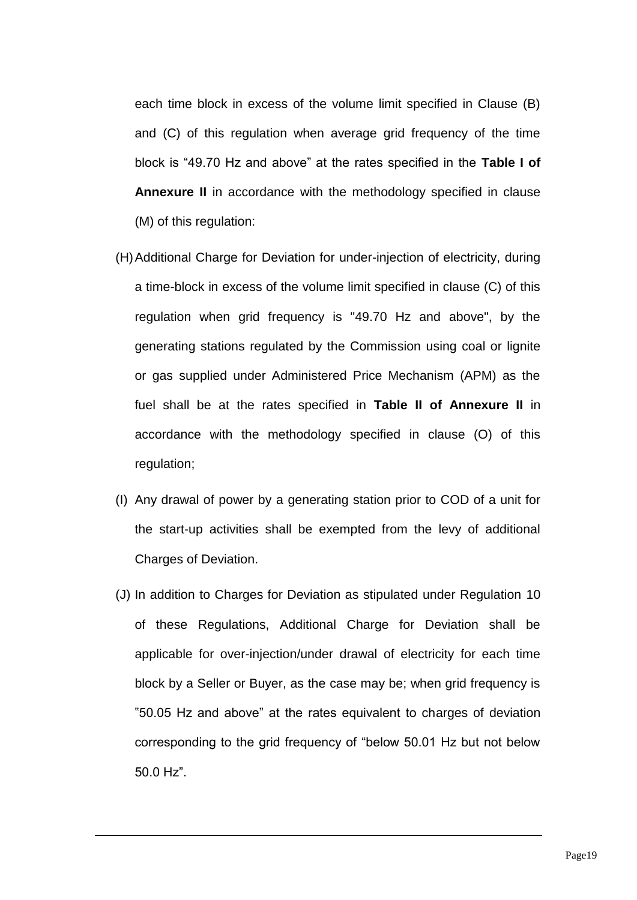each time block in excess of the volume limit specified in Clause (B) and (C) of this regulation when average grid frequency of the time block is “49.70 Hz and above” at the rates specified in the **Table I of Annexure II** in accordance with the methodology specified in clause (M) of this regulation:

(H) Additional Charge for Deviation for under-injection of electricity, during a time-block in excess of the volume limit specified in clause (C) of this regulation when grid frequency is "49.70 Hz and above", by the generating stations regulated by the Commission using coal or lignite or gas supplied under Administered Price Mechanism (APM) as the fuel shall be at the rates specified in **Table II of Annexure II** in accordance with the methodology specified in clause (O) of this regulation;

(I) Any drawal of power by a generating station prior to COD of a unit for the start-up activities shall be exempted from the levy of additional Charges of Deviation.

(J) In addition to Charges for Deviation as stipulated under Regulation 10 of these Regulations, Additional Charge for Deviation shall be applicable for over-injection/under drawal of electricity for each time block by a Seller or Buyer, as the case may be; when grid frequency is ”50.05 Hz and above” at the rates equivalent to charges of deviation corresponding to the grid frequency of “below 50.01 Hz but not below 50.0 Hz”.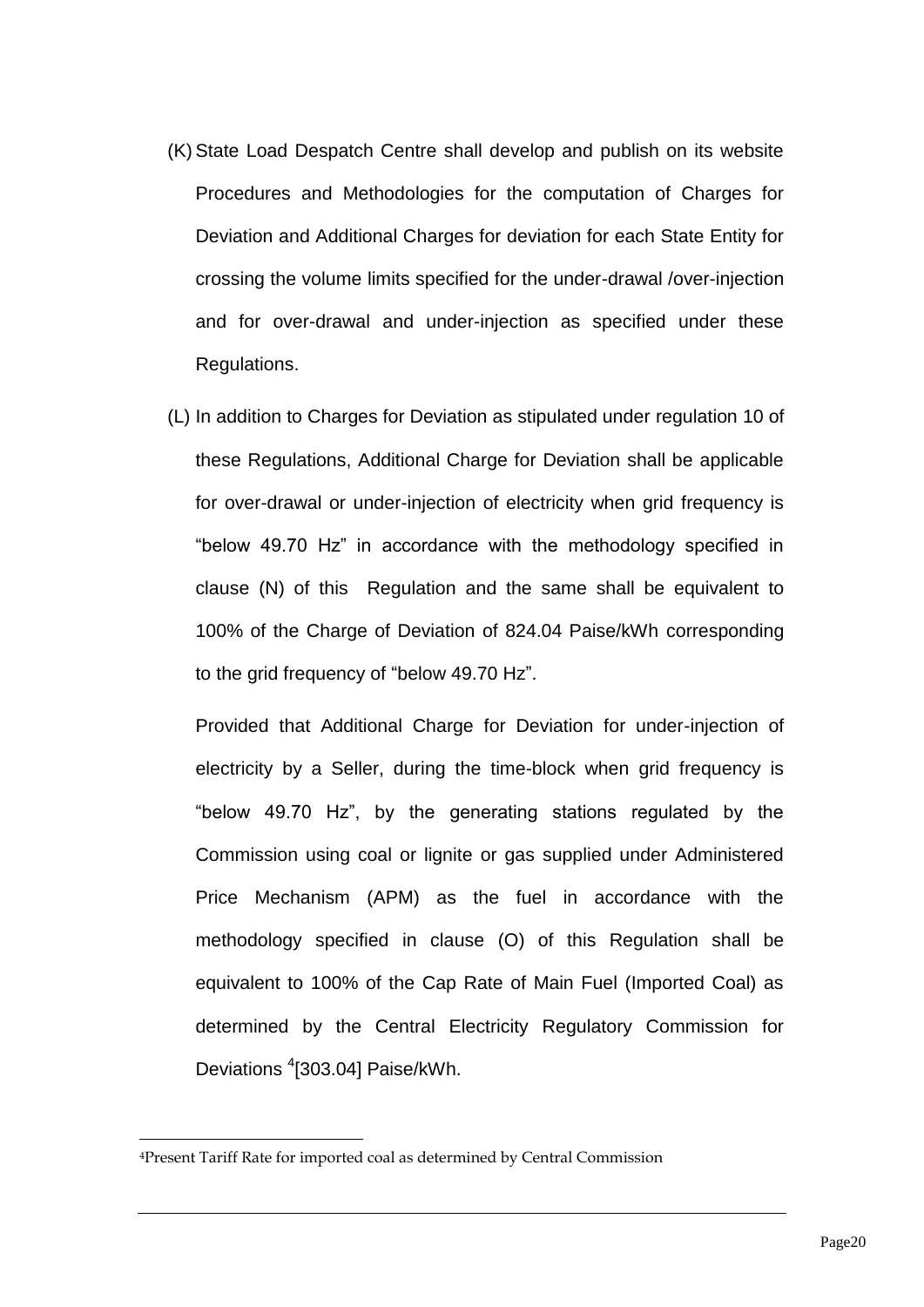(K) State Load Despatch Centre shall develop and publish on its website Procedures and Methodologies for the computation of Charges for Deviation and Additional Charges for deviation for each State Entity for crossing the volume limits specified for the under-drawal /over-injection and for over-drawal and under-injection as specified under these Regulations.

(L) In addition to Charges for Deviation as stipulated under regulation 10 of these Regulations, Additional Charge for Deviation shall be applicable for over-drawal or under-injection of electricity when grid frequency is "below 49.70 Hz" in accordance with the methodology specified in clause (N) of this Regulation and the same shall be equivalent to 100% of the Charge of Deviation of 824.04 Paise/kWh corresponding to the grid frequency of "below 49.70 Hz".

Provided that Additional Charge for Deviation for under-injection of electricity by a Seller, during the time-block when grid frequency is "below 49.70 Hz", by the generating stations regulated by the Commission using coal or lignite or gas supplied under Administered Price Mechanism (APM) as the fuel in accordance with the methodology specified in clause (O) of this Regulation shall be equivalent to 100% of the Cap Rate of Main Fuel (Imported Coal) as determined by the Central Electricity Regulatory Commission for Deviations [4][303.04] Paise/kWh.

---

[4]Present Tariff Rate for imported coal as determined by Central Commission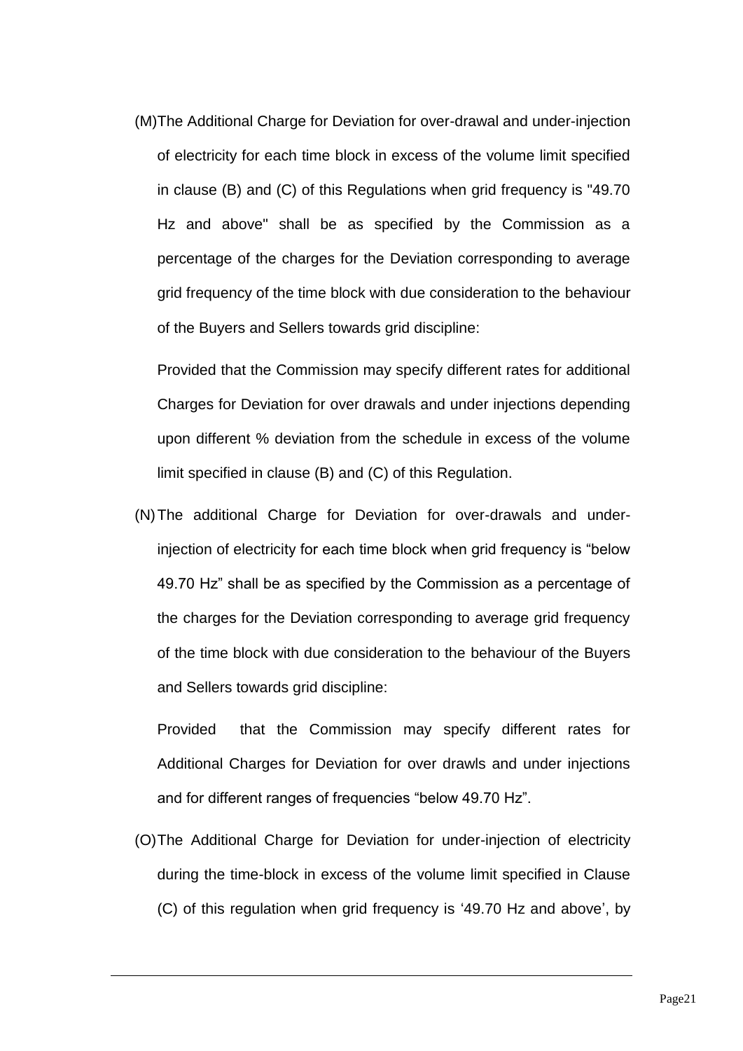(M) The Additional Charge for Deviation for over-drawal and under-injection of electricity for each time block in excess of the volume limit specified in clause (B) and (C) of this Regulations when grid frequency is "49.70 Hz and above" shall be as specified by the Commission as a percentage of the charges for the Deviation corresponding to average grid frequency of the time block with due consideration to the behaviour of the Buyers and Sellers towards grid discipline:

Provided that the Commission may specify different rates for additional Charges for Deviation for over drawals and under injections depending upon different % deviation from the schedule in excess of the volume limit specified in clause (B) and (C) of this Regulation.

(N) The additional Charge for Deviation for over-drawals and under-injection of electricity for each time block when grid frequency is "below 49.70 Hz" shall be as specified by the Commission as a percentage of the charges for the Deviation corresponding to average grid frequency of the time block with due consideration to the behaviour of the Buyers and Sellers towards grid discipline:

Provided that the Commission may specify different rates for Additional Charges for Deviation for over drawls and under injections and for different ranges of frequencies "below 49.70 Hz".

(O) The Additional Charge for Deviation for under-injection of electricity during the time-block in excess of the volume limit specified in Clause (C) of this regulation when grid frequency is '49.70 Hz and above', by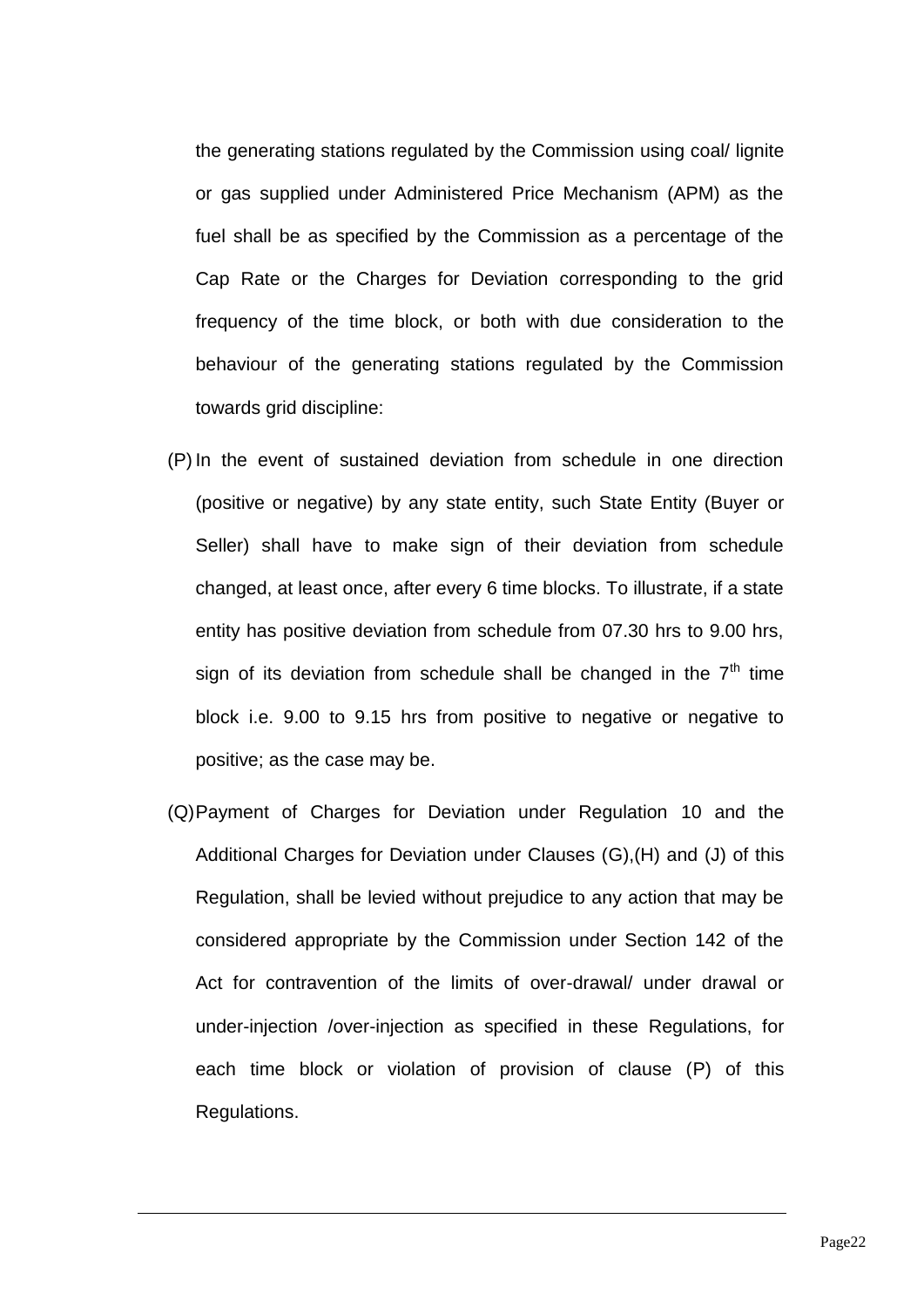the generating stations regulated by the Commission using coal/ lignite or gas supplied under Administered Price Mechanism (APM) as the fuel shall be as specified by the Commission as a percentage of the Cap Rate or the Charges for Deviation corresponding to the grid frequency of the time block, or both with due consideration to the behaviour of the generating stations regulated by the Commission towards grid discipline:

(P) In the event of sustained deviation from schedule in one direction (positive or negative) by any state entity, such State Entity (Buyer or Seller) shall have to make sign of their deviation from schedule changed, at least once, after every 6 time blocks. To illustrate, if a state entity has positive deviation from schedule from 07.30 hrs to 9.00 hrs, sign of its deviation from schedule shall be changed in the 7th time block i.e. 9.00 to 9.15 hrs from positive to negative or negative to positive; as the case may be.

(Q) Payment of Charges for Deviation under Regulation 10 and the Additional Charges for Deviation under Clauses (G),(H) and (J) of this Regulation, shall be levied without prejudice to any action that may be considered appropriate by the Commission under Section 142 of the Act for contravention of the limits of over-drawal/ under drawal or under-injection /over-injection as specified in these Regulations, for each time block or violation of provision of clause (P) of this Regulations.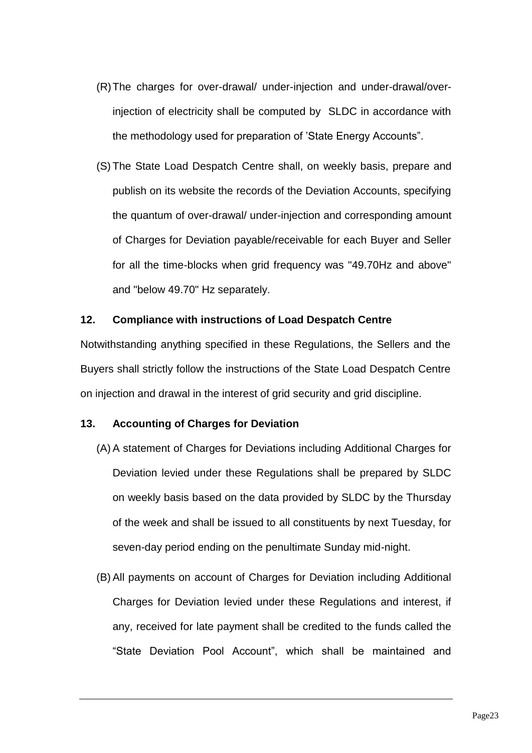(R) The charges for over-drawal/ under-injection and under-drawal/over-injection of electricity shall be computed by SLDC in accordance with the methodology used for preparation of 'State Energy Accounts".

(S) The State Load Despatch Centre shall, on weekly basis, prepare and publish on its website the records of the Deviation Accounts, specifying the quantum of over-drawal/ under-injection and corresponding amount of Charges for Deviation payable/receivable for each Buyer and Seller for all the time-blocks when grid frequency was "49.70Hz and above" and "below 49.70" Hz separately.

**12. Compliance with instructions of Load Despatch Centre**

Notwithstanding anything specified in these Regulations, the Sellers and the Buyers shall strictly follow the instructions of the State Load Despatch Centre on injection and drawal in the interest of grid security and grid discipline.

**13. Accounting of Charges for Deviation**

(A) A statement of Charges for Deviations including Additional Charges for Deviation levied under these Regulations shall be prepared by SLDC on weekly basis based on the data provided by SLDC by the Thursday of the week and shall be issued to all constituents by next Tuesday, for seven-day period ending on the penultimate Sunday mid-night.

(B) All payments on account of Charges for Deviation including Additional Charges for Deviation levied under these Regulations and interest, if any, received for late payment shall be credited to the funds called the "State Deviation Pool Account", which shall be maintained and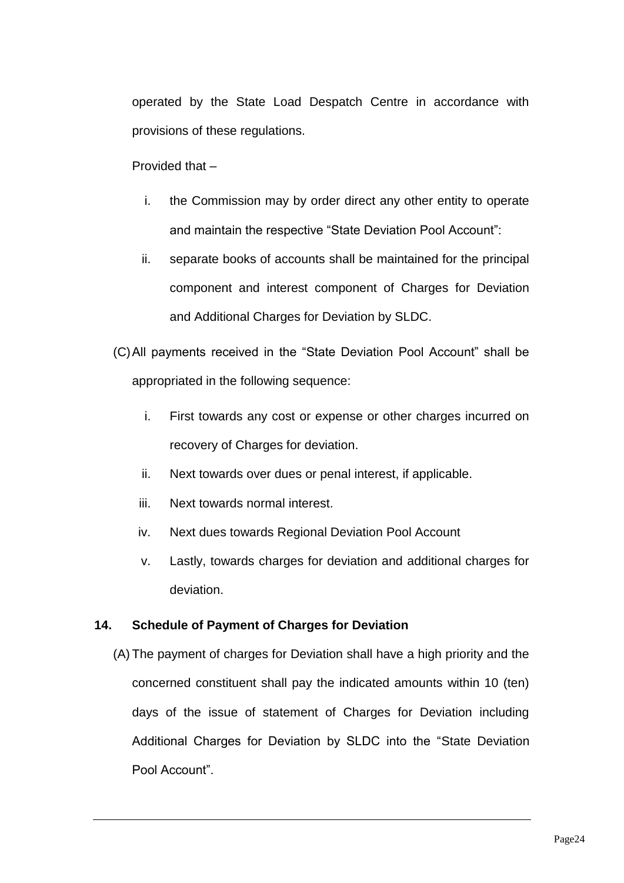operated by the State Load Despatch Centre in accordance with provisions of these regulations.

Provided that –

i. the Commission may by order direct any other entity to operate and maintain the respective "State Deviation Pool Account":

ii. separate books of accounts shall be maintained for the principal component and interest component of Charges for Deviation and Additional Charges for Deviation by SLDC.

(C) All payments received in the "State Deviation Pool Account" shall be appropriated in the following sequence:

i. First towards any cost or expense or other charges incurred on recovery of Charges for deviation.

ii. Next towards over dues or penal interest, if applicable.

iii. Next towards normal interest.

iv. Next dues towards Regional Deviation Pool Account

v. Lastly, towards charges for deviation and additional charges for deviation.

**14. Schedule of Payment of Charges for Deviation**

(A) The payment of charges for Deviation shall have a high priority and the concerned constituent shall pay the indicated amounts within 10 (ten) days of the issue of statement of Charges for Deviation including Additional Charges for Deviation by SLDC into the "State Deviation Pool Account".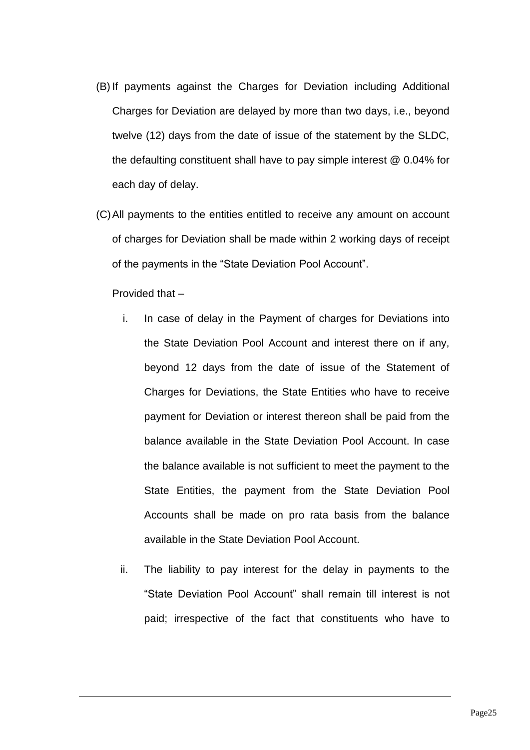(B) If payments against the Charges for Deviation including Additional Charges for Deviation are delayed by more than two days, i.e., beyond twelve (12) days from the date of issue of the statement by the SLDC, the defaulting constituent shall have to pay simple interest @ 0.04% for each day of delay.

(C) All payments to the entities entitled to receive any amount on account of charges for Deviation shall be made within 2 working days of receipt of the payments in the "State Deviation Pool Account".

Provided that –

i. In case of delay in the Payment of charges for Deviations into the State Deviation Pool Account and interest there on if any, beyond 12 days from the date of issue of the Statement of Charges for Deviations, the State Entities who have to receive payment for Deviation or interest thereon shall be paid from the balance available in the State Deviation Pool Account. In case the balance available is not sufficient to meet the payment to the State Entities, the payment from the State Deviation Pool Accounts shall be made on pro rata basis from the balance available in the State Deviation Pool Account.

ii. The liability to pay interest for the delay in payments to the "State Deviation Pool Account" shall remain till interest is not paid; irrespective of the fact that constituents who have to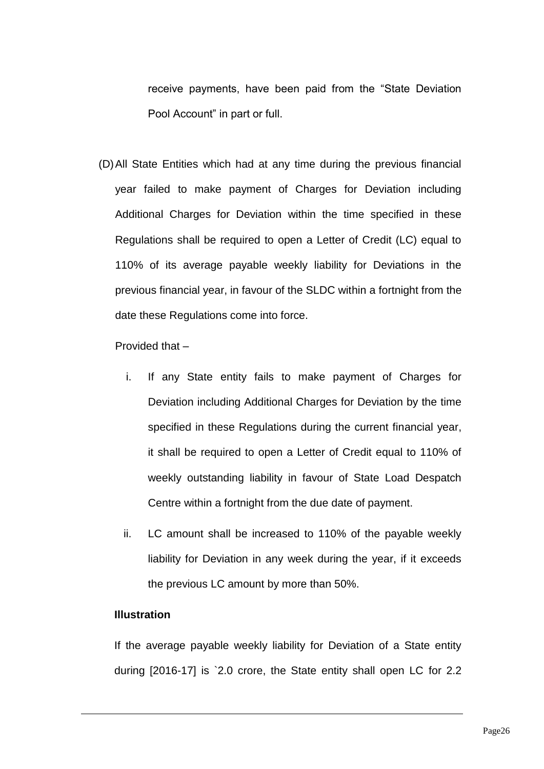receive payments, have been paid from the "State Deviation Pool Account" in part or full.

(D) All State Entities which had at any time during the previous financial year failed to make payment of Charges for Deviation including Additional Charges for Deviation within the time specified in these Regulations shall be required to open a Letter of Credit (LC) equal to 110% of its average payable weekly liability for Deviations in the previous financial year, in favour of the SLDC within a fortnight from the date these Regulations come into force.

Provided that –

i. If any State entity fails to make payment of Charges for Deviation including Additional Charges for Deviation by the time specified in these Regulations during the current financial year, it shall be required to open a Letter of Credit equal to 110% of weekly outstanding liability in favour of State Load Despatch Centre within a fortnight from the due date of payment.

ii. LC amount shall be increased to 110% of the payable weekly liability for Deviation in any week during the year, if it exceeds the previous LC amount by more than 50%.

**Illustration**

If the average payable weekly liability for Deviation of a State entity during [2016-17] is `2.0 crore, the State entity shall open LC for 2.2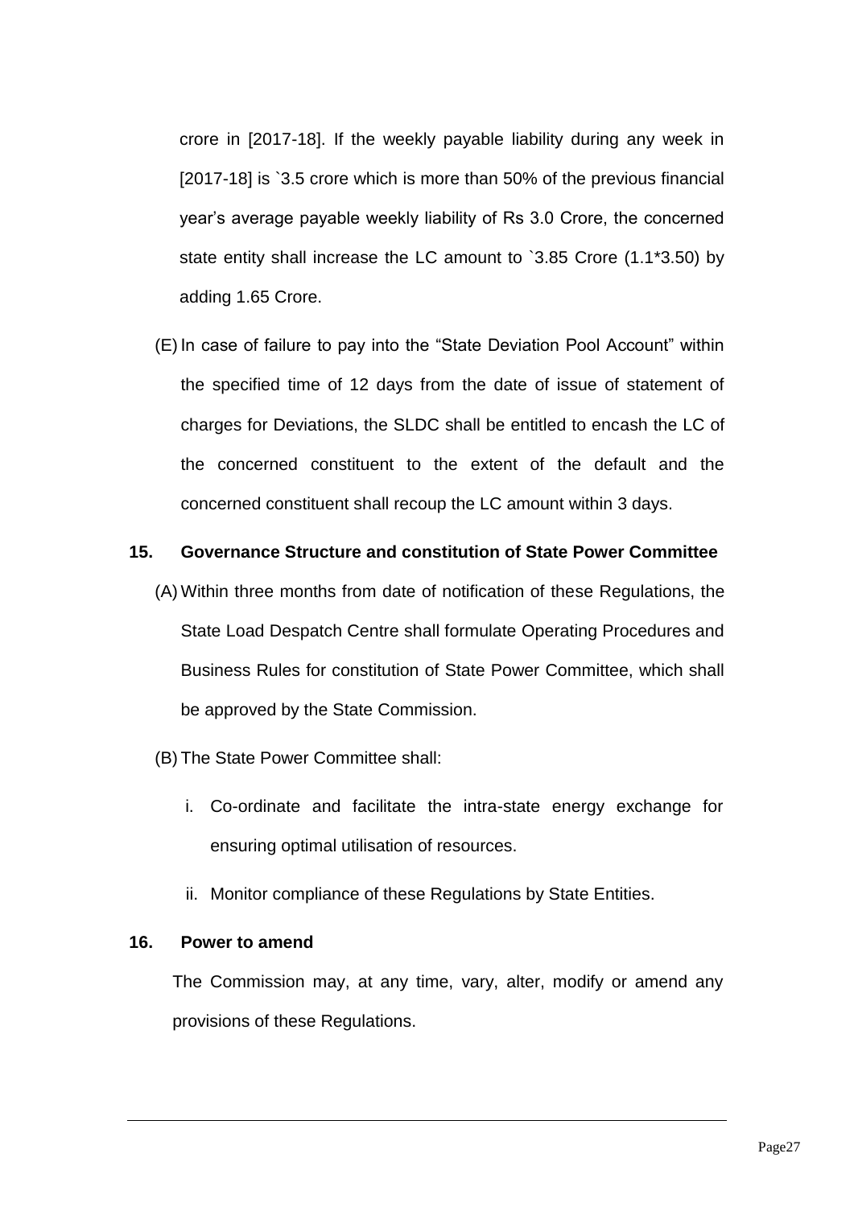crore in [2017-18]. If the weekly payable liability during any week in [2017-18] is `3.5 crore which is more than 50% of the previous financial year's average payable weekly liability of Rs 3.0 Crore, the concerned state entity shall increase the LC amount to `3.85 Crore (1.1*3.50) by adding 1.65 Crore.

(E) In case of failure to pay into the "State Deviation Pool Account" within the specified time of 12 days from the date of issue of statement of charges for Deviations, the SLDC shall be entitled to encash the LC of the concerned constituent to the extent of the default and the concerned constituent shall recoup the LC amount within 3 days.

**15. Governance Structure and constitution of State Power Committee**

(A) Within three months from date of notification of these Regulations, the State Load Despatch Centre shall formulate Operating Procedures and Business Rules for constitution of State Power Committee, which shall be approved by the State Commission.

(B) The State Power Committee shall:

i. Co-ordinate and facilitate the intra-state energy exchange for ensuring optimal utilisation of resources.

ii. Monitor compliance of these Regulations by State Entities.

**16. Power to amend**

The Commission may, at any time, vary, alter, modify or amend any provisions of these Regulations.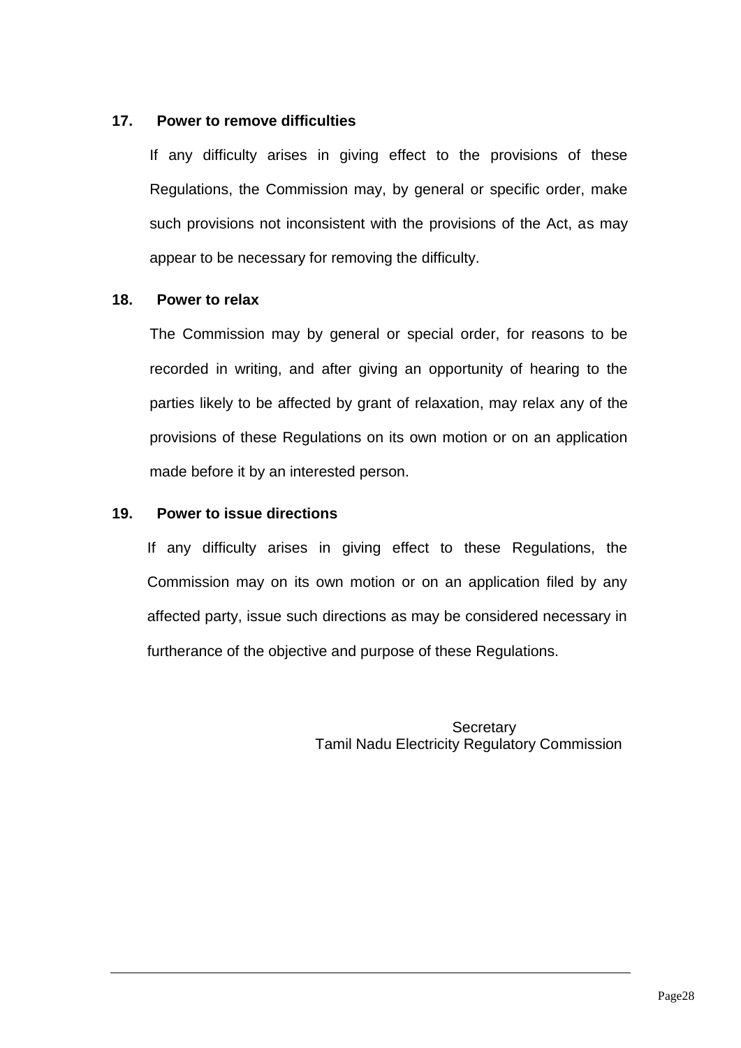**17. Power to remove difficulties**

If any difficulty arises in giving effect to the provisions of these Regulations, the Commission may, by general or specific order, make such provisions not inconsistent with the provisions of the Act, as may appear to be necessary for removing the difficulty.

**18. Power to relax**

The Commission may by general or special order, for reasons to be recorded in writing, and after giving an opportunity of hearing to the parties likely to be affected by grant of relaxation, may relax any of the provisions of these Regulations on its own motion or on an application made before it by an interested person.

**19. Power to issue directions**

If any difficulty arises in giving effect to these Regulations, the Commission may on its own motion or on an application filed by any affected party, issue such directions as may be considered necessary in furtherance of the objective and purpose of these Regulations.

Secretary
Tamil Nadu Electricity Regulatory Commission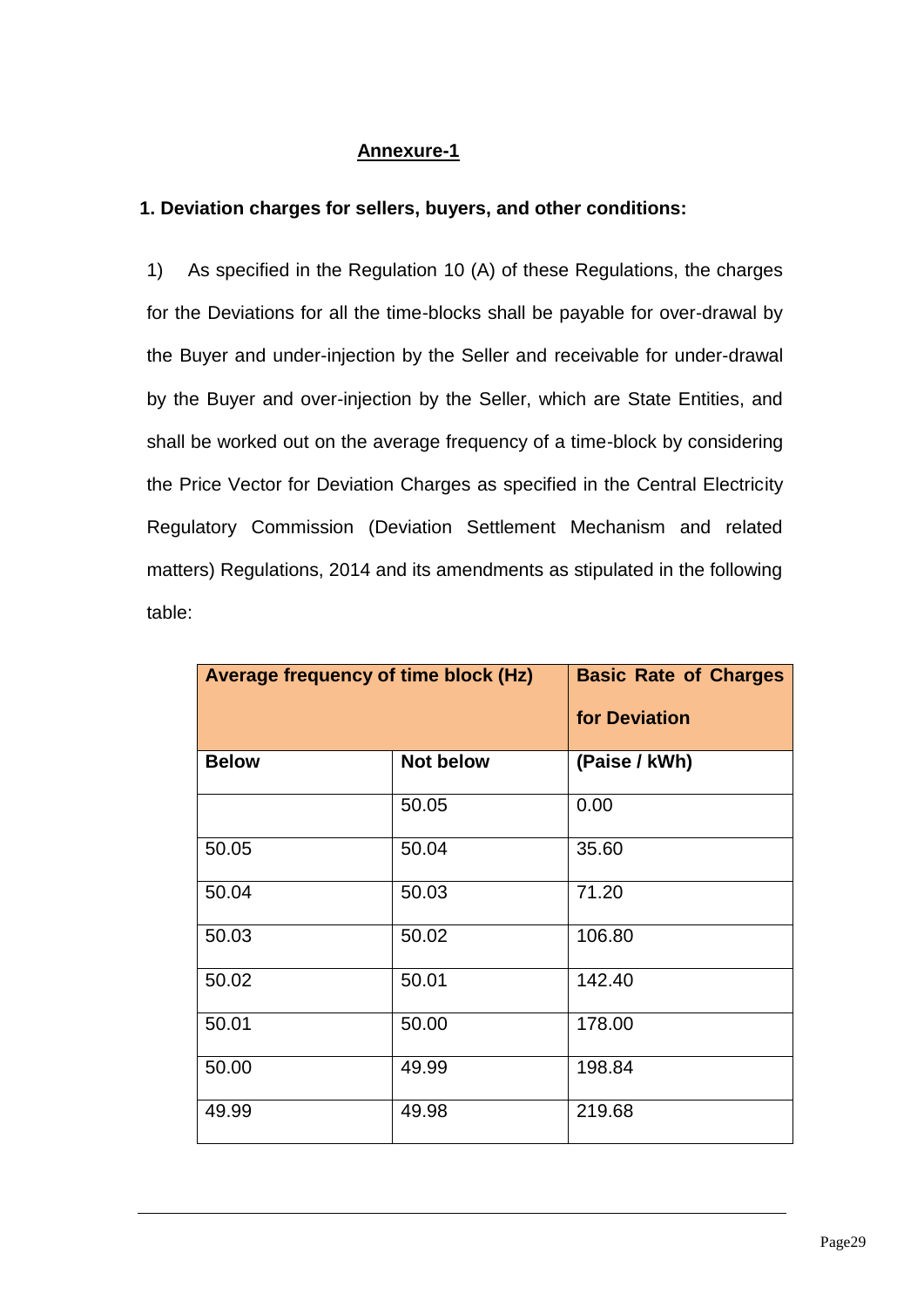## Annexure-1

**1. Deviation charges for sellers, buyers, and other conditions:**

1) As specified in the Regulation 10 (A) of these Regulations, the charges for the Deviations for all the time-blocks shall be payable for over-drawal by the Buyer and under-injection by the Seller and receivable for under-drawal by the Buyer and over-injection by the Seller, which are State Entities, and shall be worked out on the average frequency of a time-block by considering the Price Vector for Deviation Charges as specified in the Central Electricity Regulatory Commission (Deviation Settlement Mechanism and related matters) Regulations, 2014 and its amendments as stipulated in the following table:

| **Average frequency of time block (Hz)** | | **Basic Rate of Charges for Deviation** |
|---|---|---|
| **Below** | **Not below** | **(Paise / kWh)** |
| | 50.05 | 0.00 |
| 50.05 | 50.04 | 35.60 |
| 50.04 | 50.03 | 71.20 |
| 50.03 | 50.02 | 106.80 |
| 50.02 | 50.01 | 142.40 |
| 50.01 | 50.00 | 178.00 |
| 50.00 | 49.99 | 198.84 |
| 49.99 | 49.98 | 219.68 |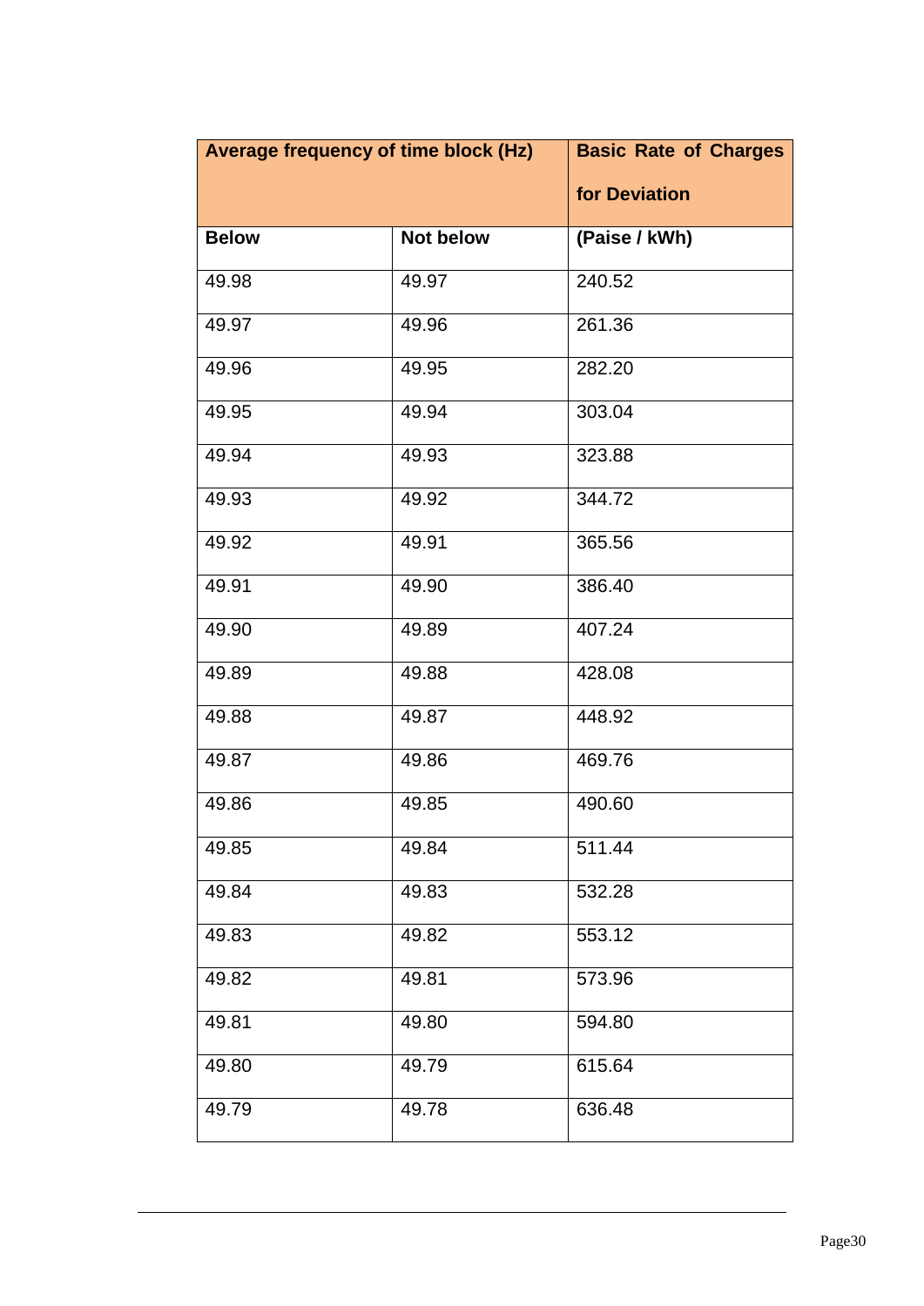| Average frequency of time block (Hz) | | Basic Rate of Charges for Deviation |
|---|---|---|
| Below | Not below | (Paise / kWh) |
| 49.98 | 49.97 | 240.52 |
| 49.97 | 49.96 | 261.36 |
| 49.96 | 49.95 | 282.20 |
| 49.95 | 49.94 | 303.04 |
| 49.94 | 49.93 | 323.88 |
| 49.93 | 49.92 | 344.72 |
| 49.92 | 49.91 | 365.56 |
| 49.91 | 49.90 | 386.40 |
| 49.90 | 49.89 | 407.24 |
| 49.89 | 49.88 | 428.08 |
| 49.88 | 49.87 | 448.92 |
| 49.87 | 49.86 | 469.76 |
| 49.86 | 49.85 | 490.60 |
| 49.85 | 49.84 | 511.44 |
| 49.84 | 49.83 | 532.28 |
| 49.83 | 49.82 | 553.12 |
| 49.82 | 49.81 | 573.96 |
| 49.81 | 49.80 | 594.80 |
| 49.80 | 49.79 | 615.64 |
| 49.79 | 49.78 | 636.48 |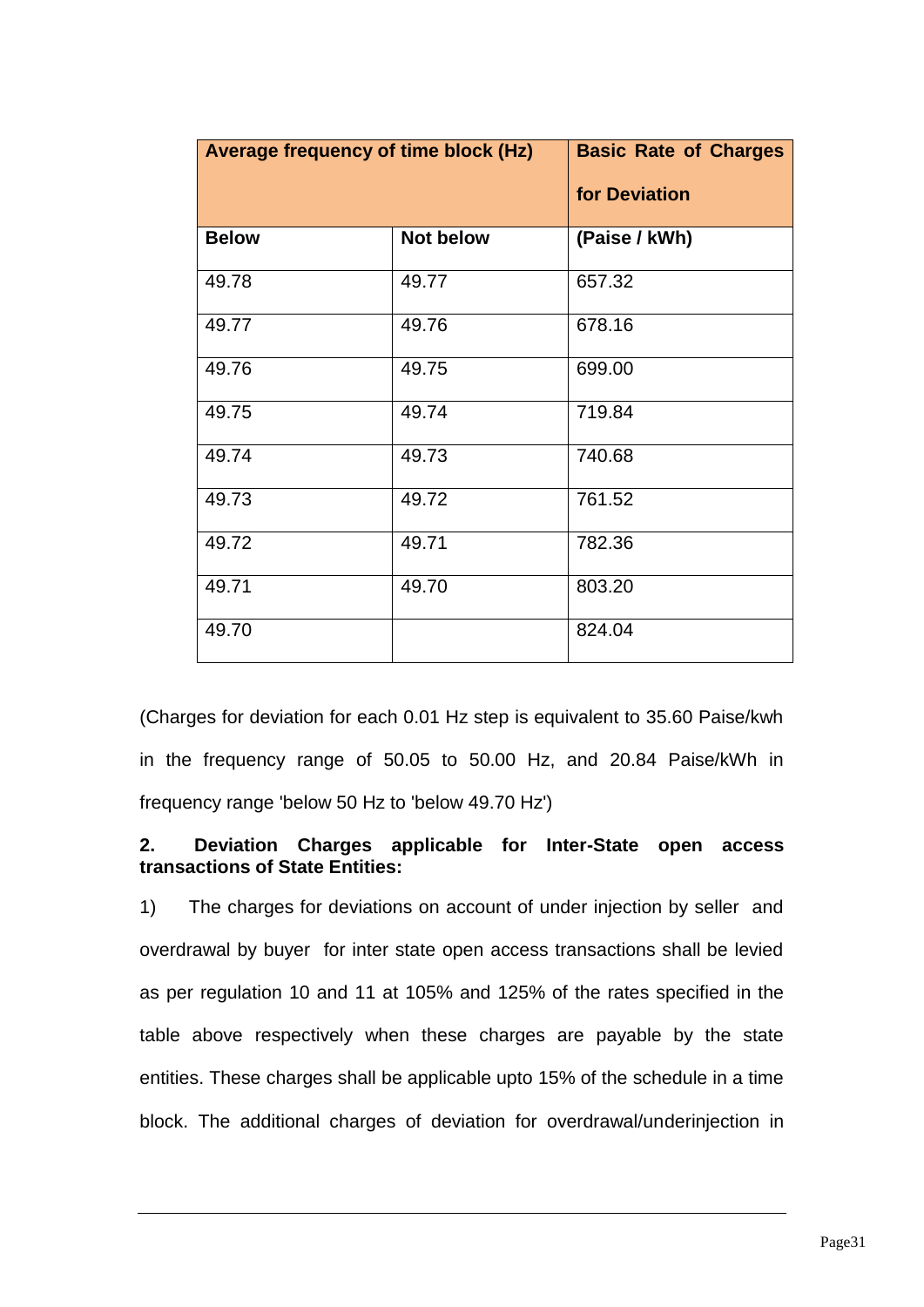| Average frequency of time block (Hz) | | Basic Rate of Charges for Deviation |
|---|---|---|
| **Below** | **Not below** | **(Paise / kWh)** |
| 49.78 | 49.77 | 657.32 |
| 49.77 | 49.76 | 678.16 |
| 49.76 | 49.75 | 699.00 |
| 49.75 | 49.74 | 719.84 |
| 49.74 | 49.73 | 740.68 |
| 49.73 | 49.72 | 761.52 |
| 49.72 | 49.71 | 782.36 |
| 49.71 | 49.70 | 803.20 |
| 49.70 | | 824.04 |

(Charges for deviation for each 0.01 Hz step is equivalent to 35.60 Paise/kwh in the frequency range of 50.05 to 50.00 Hz, and 20.84 Paise/kWh in frequency range 'below 50 Hz to 'below 49.70 Hz')

**2. Deviation Charges applicable for Inter-State open access transactions of State Entities:**

1) The charges for deviations on account of under injection by seller and overdrawal by buyer for inter state open access transactions shall be levied as per regulation 10 and 11 at 105% and 125% of the rates specified in the table above respectively when these charges are payable by the state entities. These charges shall be applicable upto 15% of the schedule in a time block. The additional charges of deviation for overdrawal/underinjection in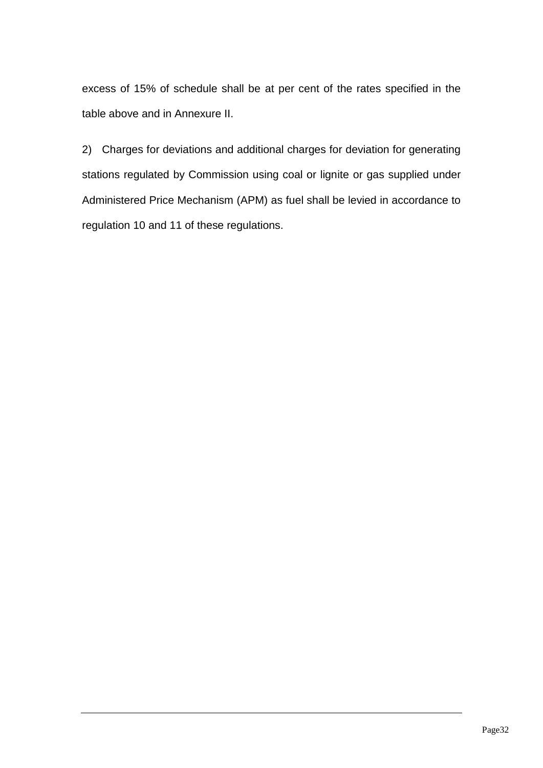excess of 15% of schedule shall be at per cent of the rates specified in the table above and in Annexure II.

2) Charges for deviations and additional charges for deviation for generating stations regulated by Commission using coal or lignite or gas supplied under Administered Price Mechanism (APM) as fuel shall be levied in accordance to regulation 10 and 11 of these regulations.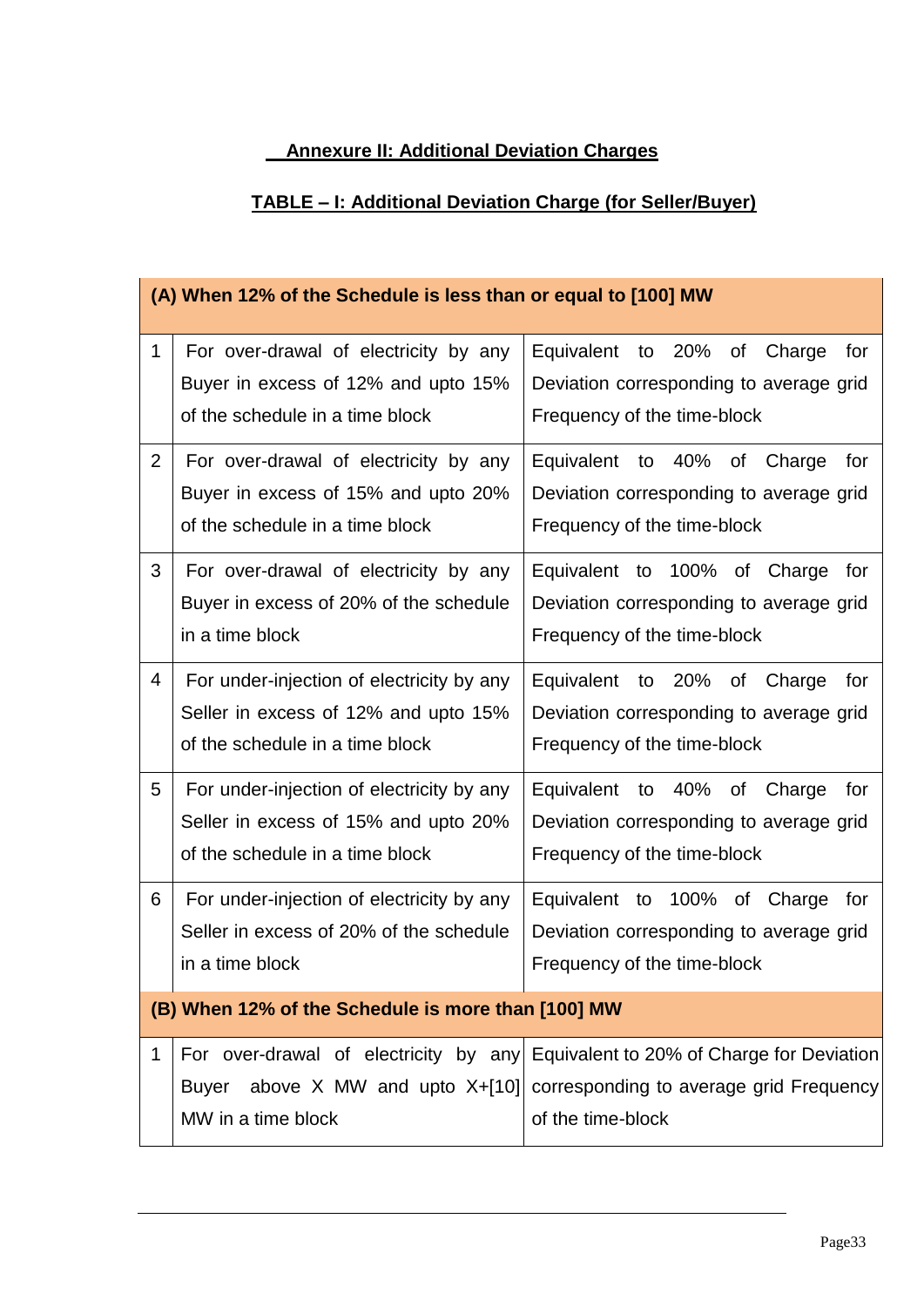## Annexure II: Additional Deviation Charges

### TABLE – I: Additional Deviation Charge (for Seller/Buyer)

| | | |
|---|---|---|
| **(A) When 12% of the Schedule is less than or equal to [100] MW** | | |
| 1 | For over-drawal of electricity by any Buyer in excess of 12% and upto 15% of the schedule in a time block | Equivalent to 20% of Charge for Deviation corresponding to average grid Frequency of the time-block |
| 2 | For over-drawal of electricity by any Buyer in excess of 15% and upto 20% of the schedule in a time block | Equivalent to 40% of Charge for Deviation corresponding to average grid Frequency of the time-block |
| 3 | For over-drawal of electricity by any Buyer in excess of 20% of the schedule in a time block | Equivalent to 100% of Charge for Deviation corresponding to average grid Frequency of the time-block |
| 4 | For under-injection of electricity by any Seller in excess of 12% and upto 15% of the schedule in a time block | Equivalent to 20% of Charge for Deviation corresponding to average grid Frequency of the time-block |
| 5 | For under-injection of electricity by any Seller in excess of 15% and upto 20% of the schedule in a time block | Equivalent to 40% of Charge for Deviation corresponding to average grid Frequency of the time-block |
| 6 | For under-injection of electricity by any Seller in excess of 20% of the schedule in a time block | Equivalent to 100% of Charge for Deviation corresponding to average grid Frequency of the time-block |
| **(B) When 12% of the Schedule is more than [100] MW** | | |
| 1 | For over-drawal of electricity by any Buyer above X MW and upto X+[10] MW in a time block | Equivalent to 20% of Charge for Deviation corresponding to average grid Frequency of the time-block |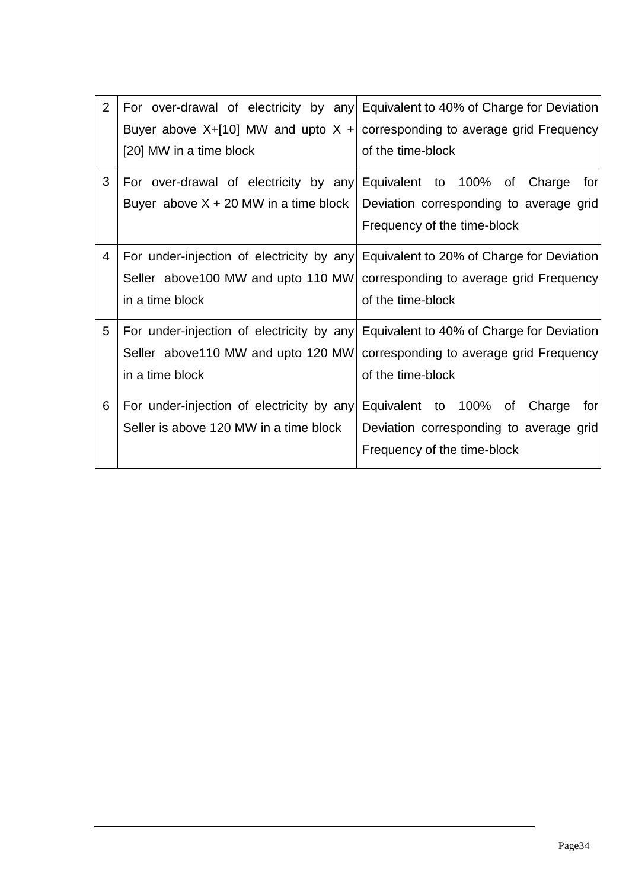| | | |
|---|---|---|
| 2 | For over-drawal of electricity by any Buyer above X+[10] MW and upto X + [20] MW in a time block | Equivalent to 40% of Charge for Deviation corresponding to average grid Frequency of the time-block |
| 3 | For over-drawal of electricity by any Buyer above X + 20 MW in a time block | Equivalent to 100% of Charge for Deviation corresponding to average grid Frequency of the time-block |
| 4 | For under-injection of electricity by any Seller above100 MW and upto 110 MW in a time block | Equivalent to 20% of Charge for Deviation corresponding to average grid Frequency of the time-block |
| 5 | For under-injection of electricity by any Seller above110 MW and upto 120 MW in a time block | Equivalent to 40% of Charge for Deviation corresponding to average grid Frequency of the time-block |
| 6 | For under-injection of electricity by any Seller is above 120 MW in a time block | Equivalent to 100% of Charge for Deviation corresponding to average grid Frequency of the time-block |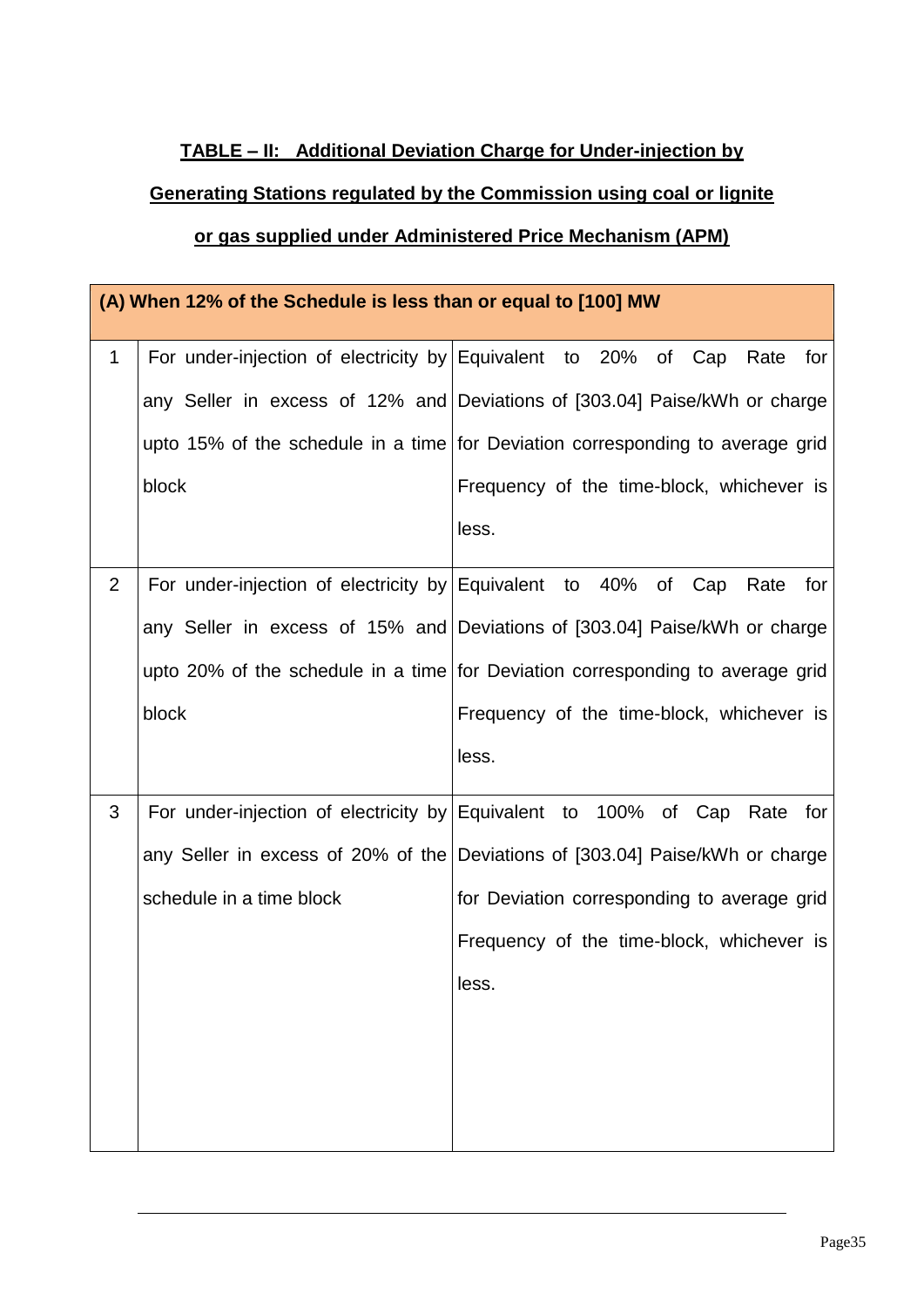**TABLE – II: Additional Deviation Charge for Under-injection by Generating Stations regulated by the Commission using coal or lignite or gas supplied under Administered Price Mechanism (APM)**

| (A) When 12% of the Schedule is less than or equal to [100] MW | | |
|---|---|---|
| 1 | For under-injection of electricity by any Seller in excess of 12% and upto 15% of the schedule in a time block | Equivalent to 20% of Cap Rate for Deviations of [303.04] Paise/kWh or charge for Deviation corresponding to average grid Frequency of the time-block, whichever is less. |
| 2 | For under-injection of electricity by any Seller in excess of 15% and upto 20% of the schedule in a time block | Equivalent to 40% of Cap Rate for Deviations of [303.04] Paise/kWh or charge for Deviation corresponding to average grid Frequency of the time-block, whichever is less. |
| 3 | For under-injection of electricity by any Seller in excess of 20% of the schedule in a time block | Equivalent to 100% of Cap Rate for Deviations of [303.04] Paise/kWh or charge for Deviation corresponding to average grid Frequency of the time-block, whichever is less. |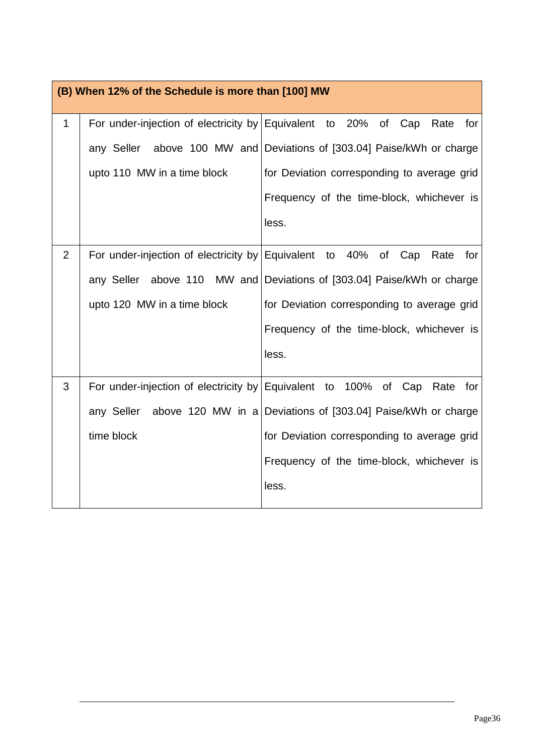| (B) When 12% of the Schedule is more than [100] MW | | |
|---|---|---|
| 1 | For under-injection of electricity by any Seller above 100 MW and upto 110 MW in a time block | Equivalent to 20% of Cap Rate for Deviations of [303.04] Paise/kWh or charge for Deviation corresponding to average grid Frequency of the time-block, whichever is less. |
| 2 | For under-injection of electricity by any Seller above 110 MW and upto 120 MW in a time block | Equivalent to 40% of Cap Rate for Deviations of [303.04] Paise/kWh or charge for Deviation corresponding to average grid Frequency of the time-block, whichever is less. |
| 3 | For under-injection of electricity by any Seller above 120 MW in a time block | Equivalent to 100% of Cap Rate for Deviations of [303.04] Paise/kWh or charge for Deviation corresponding to average grid Frequency of the time-block, whichever is less. |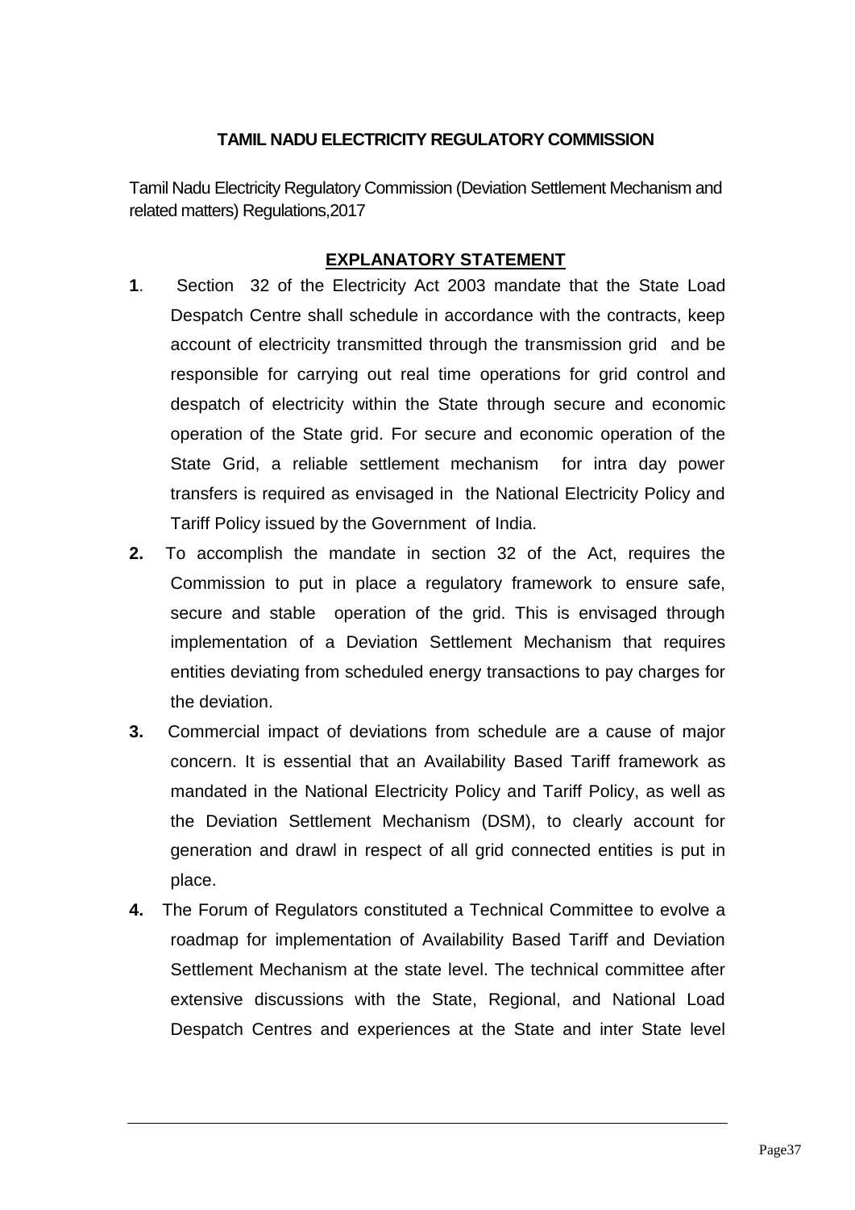**TAMIL NADU ELECTRICITY REGULATORY COMMISSION**

Tamil Nadu Electricity Regulatory Commission (Deviation Settlement Mechanism and related matters) Regulations,2017

## EXPLANATORY STATEMENT

**1**. Section 32 of the Electricity Act 2003 mandate that the State Load Despatch Centre shall schedule in accordance with the contracts, keep account of electricity transmitted through the transmission grid and be responsible for carrying out real time operations for grid control and despatch of electricity within the State through secure and economic operation of the State grid. For secure and economic operation of the State Grid, a reliable settlement mechanism for intra day power transfers is required as envisaged in the National Electricity Policy and Tariff Policy issued by the Government of India.

**2.** To accomplish the mandate in section 32 of the Act, requires the Commission to put in place a regulatory framework to ensure safe, secure and stable operation of the grid. This is envisaged through implementation of a Deviation Settlement Mechanism that requires entities deviating from scheduled energy transactions to pay charges for the deviation.

**3.** Commercial impact of deviations from schedule are a cause of major concern. It is essential that an Availability Based Tariff framework as mandated in the National Electricity Policy and Tariff Policy, as well as the Deviation Settlement Mechanism (DSM), to clearly account for generation and drawl in respect of all grid connected entities is put in place.

**4.** The Forum of Regulators constituted a Technical Committee to evolve a roadmap for implementation of Availability Based Tariff and Deviation Settlement Mechanism at the state level. The technical committee after extensive discussions with the State, Regional, and National Load Despatch Centres and experiences at the State and inter State level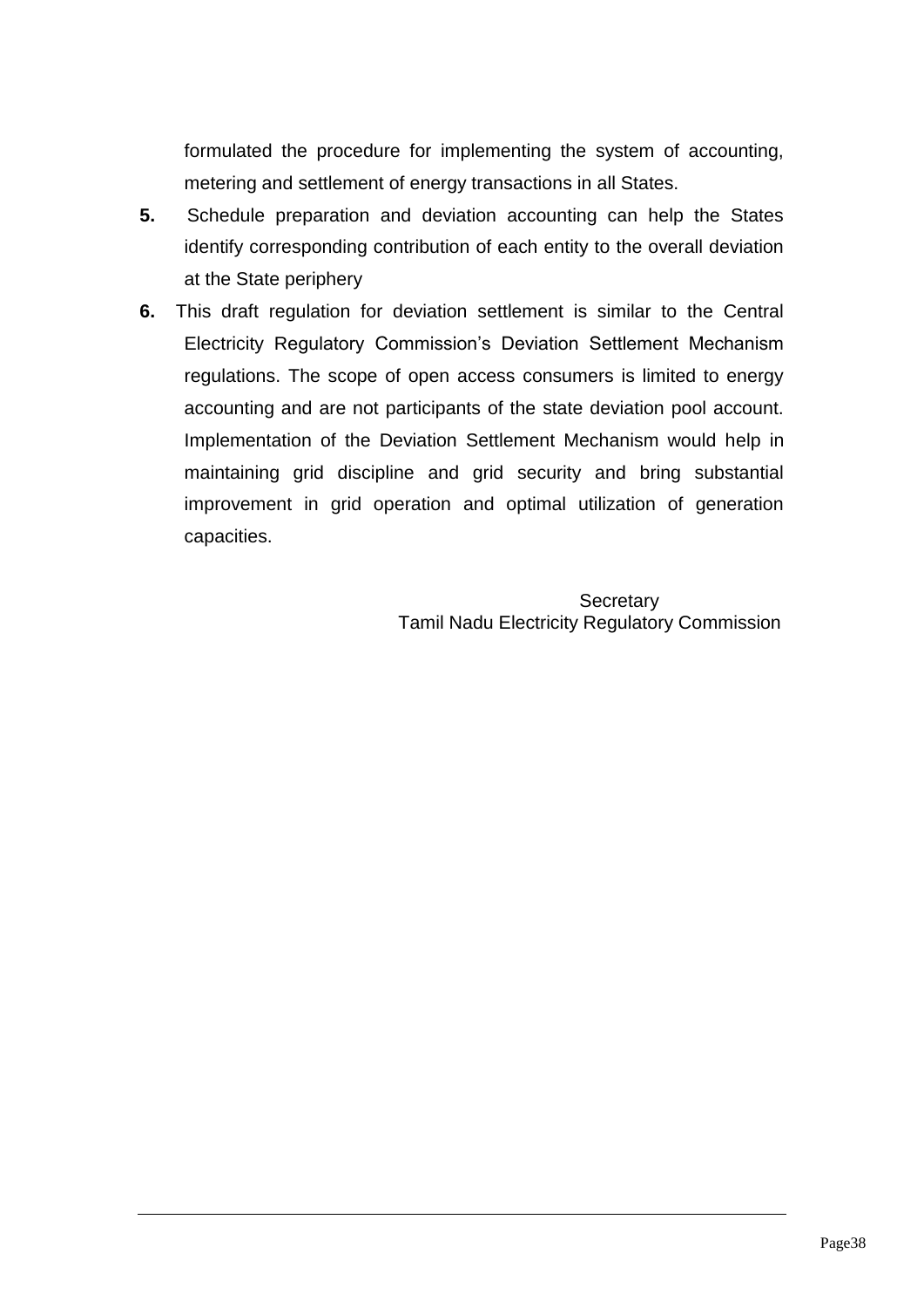formulated the procedure for implementing the system of accounting, metering and settlement of energy transactions in all States.

**5.** Schedule preparation and deviation accounting can help the States identify corresponding contribution of each entity to the overall deviation at the State periphery

**6.** This draft regulation for deviation settlement is similar to the Central Electricity Regulatory Commission's Deviation Settlement Mechanism regulations. The scope of open access consumers is limited to energy accounting and are not participants of the state deviation pool account. Implementation of the Deviation Settlement Mechanism would help in maintaining grid discipline and grid security and bring substantial improvement in grid operation and optimal utilization of generation capacities.

Secretary
Tamil Nadu Electricity Regulatory Commission